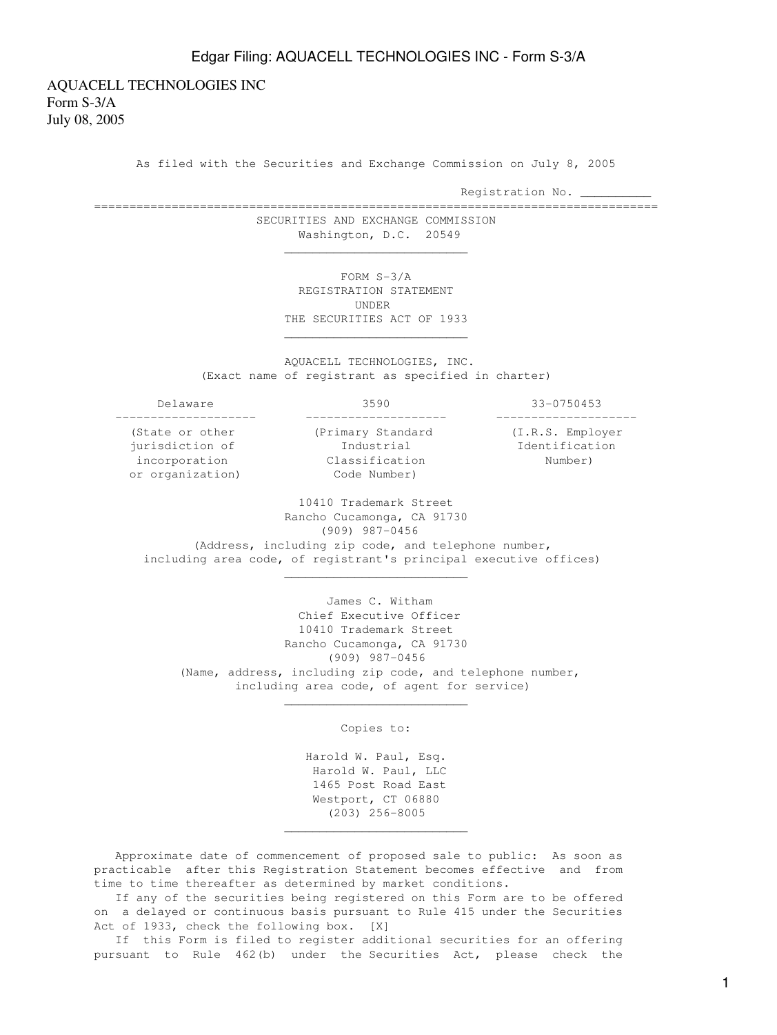AQUACELL TECHNOLOGIES INC
Form S-3/A
July 08, 2005

As filed with the Securities and Exchange Commission on July 8, 2005

Registration No. __________

---

SECURITIES AND EXCHANGE COMMISSION
Washington, D.C. 20549

---

# FORM S-3/A
## REGISTRATION STATEMENT UNDER THE SECURITIES ACT OF 1933

---

## AQUACELL TECHNOLOGIES, INC.
(Exact name of registrant as specified in charter)

| Delaware | 3590 | 33-0750453 |
|---|---|---|
| (State or other jurisdiction of incorporation or organization) | (Primary Standard Industrial Classification Code Number) | (I.R.S. Employer Identification Number) |

10410 Trademark Street
Rancho Cucamonga, CA 91730
(909) 987-0456
(Address, including zip code, and telephone number, including area code, of registrant's principal executive offices)

---

James C. Witham
Chief Executive Officer
10410 Trademark Street
Rancho Cucamonga, CA 91730
(909) 987-0456
(Name, address, including zip code, and telephone number, including area code, of agent for service)

---

Copies to:

Harold W. Paul, Esq.
Harold W. Paul, LLC
1465 Post Road East
Westport, CT 06880
(203) 256-8005

---

Approximate date of commencement of proposed sale to public: As soon as practicable after this Registration Statement becomes effective and from time to time thereafter as determined by market conditions.

If any of the securities being registered on this Form are to be offered on a delayed or continuous basis pursuant to Rule 415 under the Securities Act of 1933, check the following box. [X]

If this Form is filed to register additional securities for an offering pursuant to Rule 462(b) under the Securities Act, please check the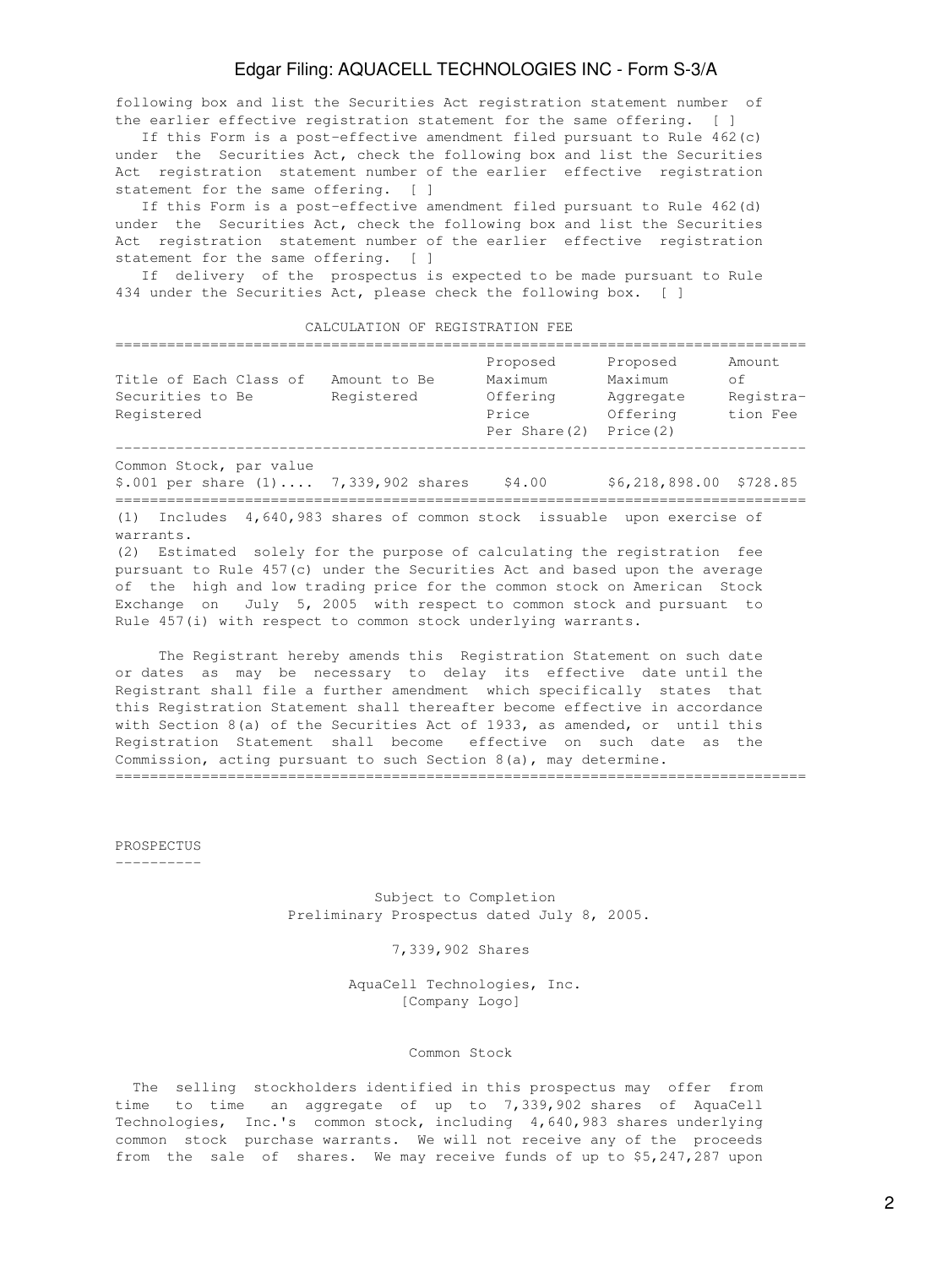following box and list the Securities Act registration statement number of the earlier effective registration statement for the same offering. [ ]

If this Form is a post-effective amendment filed pursuant to Rule 462(c) under the Securities Act, check the following box and list the Securities Act registration statement number of the earlier effective registration statement for the same offering. [ ]

If this Form is a post-effective amendment filed pursuant to Rule 462(d) under the Securities Act, check the following box and list the Securities Act registration statement number of the earlier effective registration statement for the same offering. [ ]

If delivery of the prospectus is expected to be made pursuant to Rule 434 under the Securities Act, please check the following box. [ ]

CALCULATION OF REGISTRATION FEE

| Title of Each Class of Securities to Be Registered | Amount to Be Registered | Proposed Maximum Offering Price Per Share(2) | Proposed Maximum Aggregate Offering Price(2) | Amount of Registration Fee |
|---|---|---|---|---|
| Common Stock, par value $.001 per share (1).... | 7,339,902 shares | $4.00 | $6,218,898.00 | $728.85 |

(1) Includes 4,640,983 shares of common stock issuable upon exercise of warrants.

(2) Estimated solely for the purpose of calculating the registration fee pursuant to Rule 457(c) under the Securities Act and based upon the average of the high and low trading price for the common stock on American Stock Exchange on July 5, 2005 with respect to common stock and pursuant to Rule 457(i) with respect to common stock underlying warrants.

The Registrant hereby amends this Registration Statement on such date or dates as may be necessary to delay its effective date until the Registrant shall file a further amendment which specifically states that this Registration Statement shall thereafter become effective in accordance with Section 8(a) of the Securities Act of 1933, as amended, or until this Registration Statement shall become effective on such date as the Commission, acting pursuant to such Section 8(a), may determine.

PROSPECTUS

Subject to Completion
Preliminary Prospectus dated July 8, 2005.

7,339,902 Shares

AquaCell Technologies, Inc.
[Company Logo]

Common Stock

The selling stockholders identified in this prospectus may offer from time to time an aggregate of up to 7,339,902 shares of AquaCell Technologies, Inc.'s common stock, including 4,640,983 shares underlying common stock purchase warrants. We will not receive any of the proceeds from the sale of shares. We may receive funds of up to $5,247,287 upon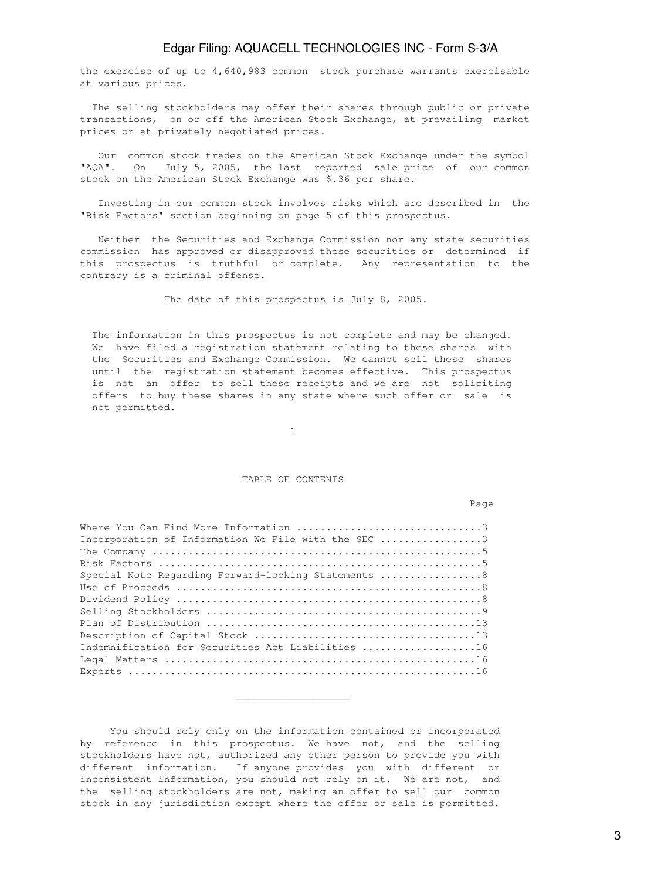the exercise of up to 4,640,983 common stock purchase warrants exercisable at various prices.

The selling stockholders may offer their shares through public or private transactions, on or off the American Stock Exchange, at prevailing market prices or at privately negotiated prices.

Our common stock trades on the American Stock Exchange under the symbol "AQA". On July 5, 2005, the last reported sale price of our common stock on the American Stock Exchange was $.36 per share.

Investing in our common stock involves risks which are described in the "Risk Factors" section beginning on page 5 of this prospectus.

Neither the Securities and Exchange Commission nor any state securities commission has approved or disapproved these securities or determined if this prospectus is truthful or complete. Any representation to the contrary is a criminal offense.

The date of this prospectus is July 8, 2005.

The information in this prospectus is not complete and may be changed. We have filed a registration statement relating to these shares with the Securities and Exchange Commission. We cannot sell these shares until the registration statement becomes effective. This prospectus is not an offer to sell these receipts and we are not soliciting offers to buy these shares in any state where such offer or sale is not permitted.

## TABLE OF CONTENTS

| | Page |
|---|---|
| Where You Can Find More Information | 3 |
| Incorporation of Information We File with the SEC | 3 |
| The Company | 5 |
| Risk Factors | 5 |
| Special Note Regarding Forward-looking Statements | 8 |
| Use of Proceeds | 8 |
| Dividend Policy | 8 |
| Selling Stockholders | 9 |
| Plan of Distribution | 13 |
| Description of Capital Stock | 13 |
| Indemnification for Securities Act Liabilities | 16 |
| Legal Matters | 16 |
| Experts | 16 |

---

You should rely only on the information contained or incorporated by reference in this prospectus. We have not, and the selling stockholders have not, authorized any other person to provide you with different information. If anyone provides you with different or inconsistent information, you should not rely on it. We are not, and the selling stockholders are not, making an offer to sell our common stock in any jurisdiction except where the offer or sale is permitted.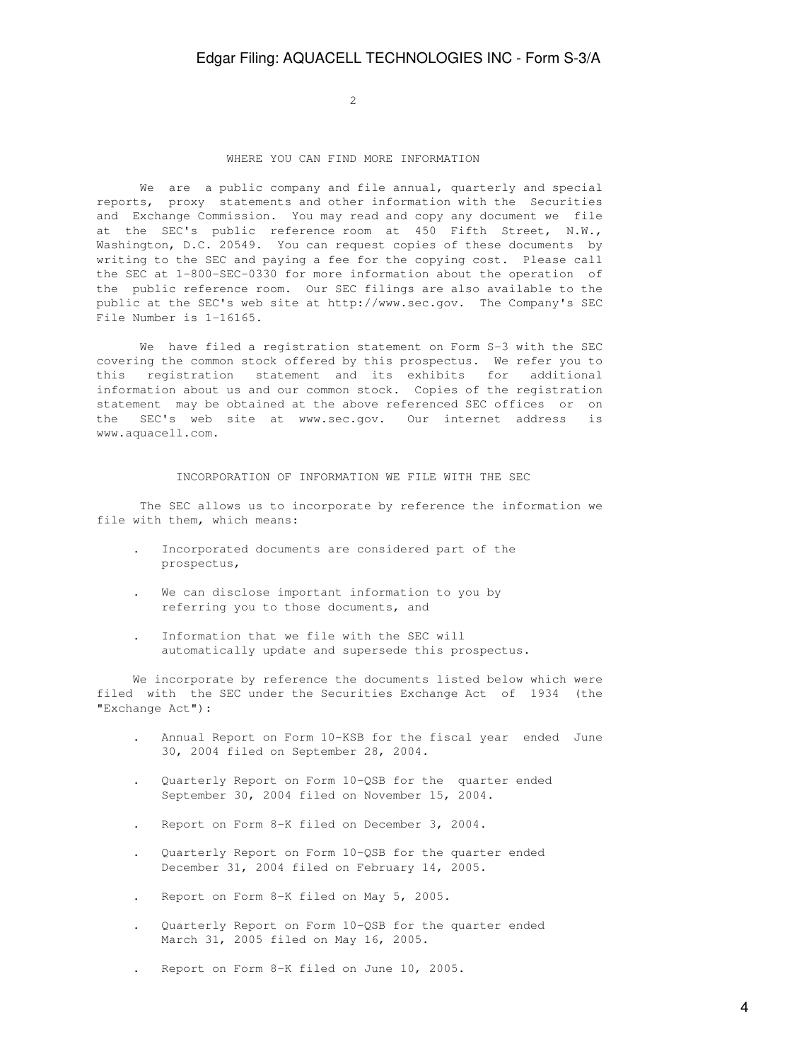## WHERE YOU CAN FIND MORE INFORMATION

We are a public company and file annual, quarterly and special reports, proxy statements and other information with the Securities and Exchange Commission. You may read and copy any document we file at the SEC's public reference room at 450 Fifth Street, N.W., Washington, D.C. 20549. You can request copies of these documents by writing to the SEC and paying a fee for the copying cost. Please call the SEC at 1-800-SEC-0330 for more information about the operation of the public reference room. Our SEC filings are also available to the public at the SEC's web site at http://www.sec.gov. The Company's SEC File Number is 1-16165.

We have filed a registration statement on Form S-3 with the SEC covering the common stock offered by this prospectus. We refer you to this registration statement and its exhibits for additional information about us and our common stock. Copies of the registration statement may be obtained at the above referenced SEC offices or on the SEC's web site at www.sec.gov. Our internet address is www.aquacell.com.

## INCORPORATION OF INFORMATION WE FILE WITH THE SEC

The SEC allows us to incorporate by reference the information we file with them, which means:

- Incorporated documents are considered part of the prospectus,
- We can disclose important information to you by referring you to those documents, and
- Information that we file with the SEC will automatically update and supersede this prospectus.

We incorporate by reference the documents listed below which were filed with the SEC under the Securities Exchange Act of 1934 (the "Exchange Act"):

- Annual Report on Form 10-KSB for the fiscal year ended June 30, 2004 filed on September 28, 2004.
- Quarterly Report on Form 10-QSB for the quarter ended September 30, 2004 filed on November 15, 2004.
- Report on Form 8-K filed on December 3, 2004.
- Quarterly Report on Form 10-QSB for the quarter ended December 31, 2004 filed on February 14, 2005.
- Report on Form 8-K filed on May 5, 2005.
- Quarterly Report on Form 10-QSB for the quarter ended March 31, 2005 filed on May 16, 2005.
- Report on Form 8-K filed on June 10, 2005.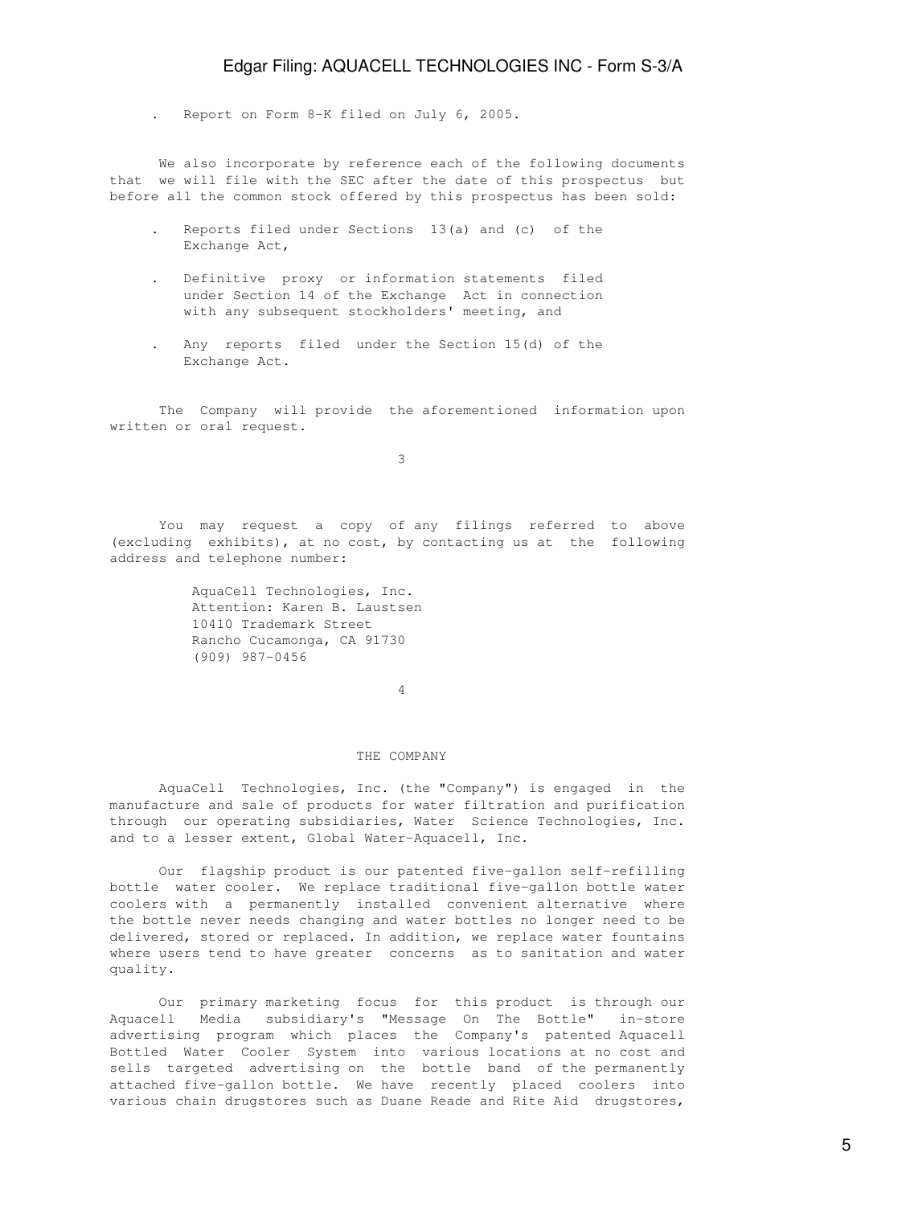- Report on Form 8-K filed on July 6, 2005.

We also incorporate by reference each of the following documents that we will file with the SEC after the date of this prospectus but before all the common stock offered by this prospectus has been sold:

- Reports filed under Sections 13(a) and (c) of the Exchange Act,
- Definitive proxy or information statements filed under Section 14 of the Exchange Act in connection with any subsequent stockholders' meeting, and
- Any reports filed under the Section 15(d) of the Exchange Act.

The Company will provide the aforementioned information upon written or oral request.

You may request a copy of any filings referred to above (excluding exhibits), at no cost, by contacting us at the following address and telephone number:

AquaCell Technologies, Inc.
Attention: Karen B. Laustsen
10410 Trademark Street
Rancho Cucamonga, CA 91730
(909) 987-0456

## THE COMPANY

AquaCell Technologies, Inc. (the "Company") is engaged in the manufacture and sale of products for water filtration and purification through our operating subsidiaries, Water Science Technologies, Inc. and to a lesser extent, Global Water-Aquacell, Inc.

Our flagship product is our patented five-gallon self-refilling bottle water cooler. We replace traditional five-gallon bottle water coolers with a permanently installed convenient alternative where the bottle never needs changing and water bottles no longer need to be delivered, stored or replaced. In addition, we replace water fountains where users tend to have greater concerns as to sanitation and water quality.

Our primary marketing focus for this product is through our Aquacell Media subsidiary's "Message On The Bottle" in-store advertising program which places the Company's patented Aquacell Bottled Water Cooler System into various locations at no cost and sells targeted advertising on the bottle band of the permanently attached five-gallon bottle. We have recently placed coolers into various chain drugstores such as Duane Reade and Rite Aid drugstores,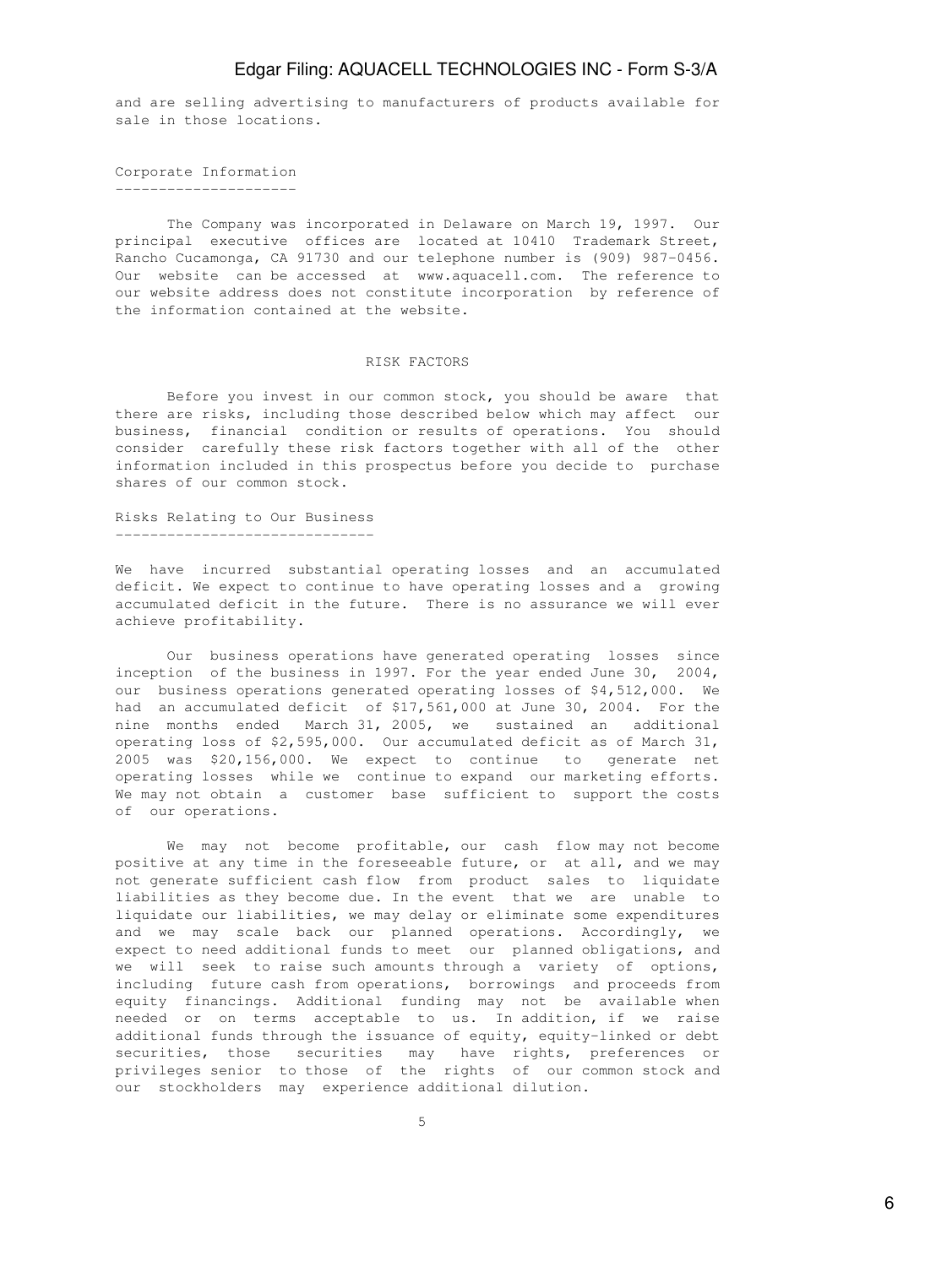and are selling advertising to manufacturers of products available for sale in those locations.

## Corporate Information

The Company was incorporated in Delaware on March 19, 1997. Our principal executive offices are located at 10410 Trademark Street, Rancho Cucamonga, CA 91730 and our telephone number is (909) 987-0456. Our website can be accessed at www.aquacell.com. The reference to our website address does not constitute incorporation by reference of the information contained at the website.

# RISK FACTORS

Before you invest in our common stock, you should be aware that there are risks, including those described below which may affect our business, financial condition or results of operations. You should consider carefully these risk factors together with all of the other information included in this prospectus before you decide to purchase shares of our common stock.

## Risks Relating to Our Business

We have incurred substantial operating losses and an accumulated deficit. We expect to continue to have operating losses and a growing accumulated deficit in the future. There is no assurance we will ever achieve profitability.

Our business operations have generated operating losses since inception of the business in 1997. For the year ended June 30, 2004, our business operations generated operating losses of $4,512,000. We had an accumulated deficit of $17,561,000 at June 30, 2004. For the nine months ended March 31, 2005, we sustained an additional operating loss of $2,595,000. Our accumulated deficit as of March 31, 2005 was $20,156,000. We expect to continue to generate net operating losses while we continue to expand our marketing efforts. We may not obtain a customer base sufficient to support the costs of our operations.

We may not become profitable, our cash flow may not become positive at any time in the foreseeable future, or at all, and we may not generate sufficient cash flow from product sales to liquidate liabilities as they become due. In the event that we are unable to liquidate our liabilities, we may delay or eliminate some expenditures and we may scale back our planned operations. Accordingly, we expect to need additional funds to meet our planned obligations, and we will seek to raise such amounts through a variety of options, including future cash from operations, borrowings and proceeds from equity financings. Additional funding may not be available when needed or on terms acceptable to us. In addition, if we raise additional funds through the issuance of equity, equity-linked or debt securities, those securities may have rights, preferences or privileges senior to those of the rights of our common stock and our stockholders may experience additional dilution.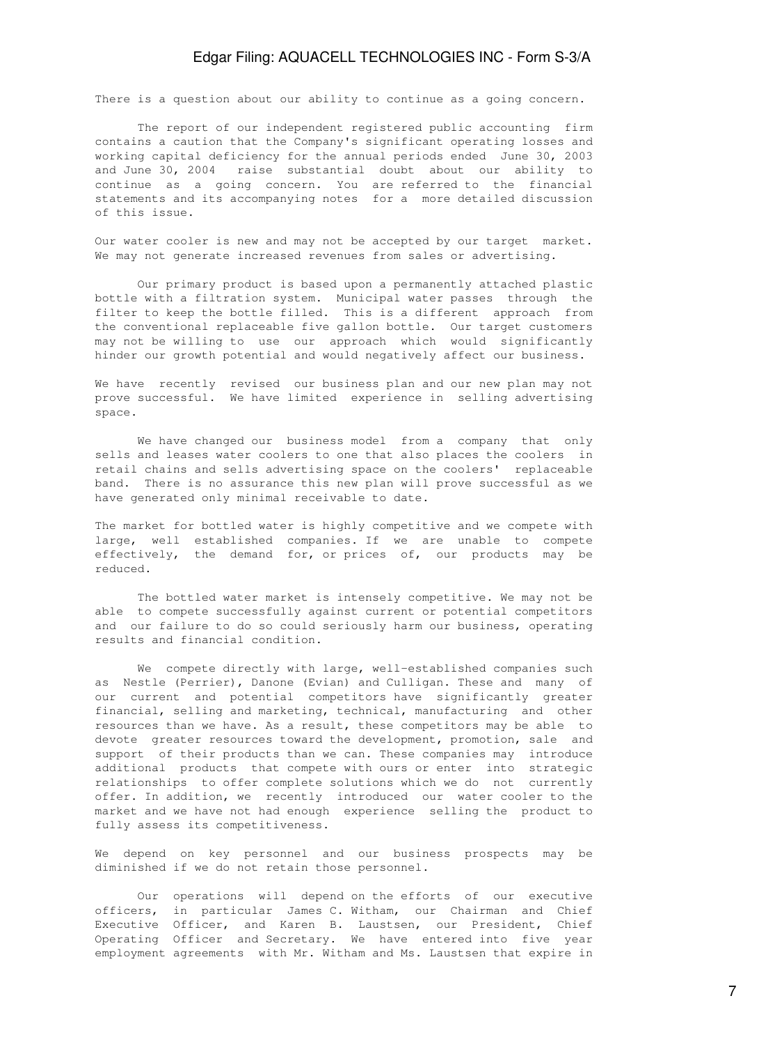There is a question about our ability to continue as a going concern.

The report of our independent registered public accounting firm contains a caution that the Company's significant operating losses and working capital deficiency for the annual periods ended June 30, 2003 and June 30, 2004 raise substantial doubt about our ability to continue as a going concern. You are referred to the financial statements and its accompanying notes for a more detailed discussion of this issue.

Our water cooler is new and may not be accepted by our target market. We may not generate increased revenues from sales or advertising.

Our primary product is based upon a permanently attached plastic bottle with a filtration system. Municipal water passes through the filter to keep the bottle filled. This is a different approach from the conventional replaceable five gallon bottle. Our target customers may not be willing to use our approach which would significantly hinder our growth potential and would negatively affect our business.

We have recently revised our business plan and our new plan may not prove successful. We have limited experience in selling advertising space.

We have changed our business model from a company that only sells and leases water coolers to one that also places the coolers in retail chains and sells advertising space on the coolers' replaceable band. There is no assurance this new plan will prove successful as we have generated only minimal receivable to date.

The market for bottled water is highly competitive and we compete with large, well established companies. If we are unable to compete effectively, the demand for, or prices of, our products may be reduced.

The bottled water market is intensely competitive. We may not be able to compete successfully against current or potential competitors and our failure to do so could seriously harm our business, operating results and financial condition.

We compete directly with large, well-established companies such as Nestle (Perrier), Danone (Evian) and Culligan. These and many of our current and potential competitors have significantly greater financial, selling and marketing, technical, manufacturing and other resources than we have. As a result, these competitors may be able to devote greater resources toward the development, promotion, sale and support of their products than we can. These companies may introduce additional products that compete with ours or enter into strategic relationships to offer complete solutions which we do not currently offer. In addition, we recently introduced our water cooler to the market and we have not had enough experience selling the product to fully assess its competitiveness.

We depend on key personnel and our business prospects may be diminished if we do not retain those personnel.

Our operations will depend on the efforts of our executive officers, in particular James C. Witham, our Chairman and Chief Executive Officer, and Karen B. Laustsen, our President, Chief Operating Officer and Secretary. We have entered into five year employment agreements with Mr. Witham and Ms. Laustsen that expire in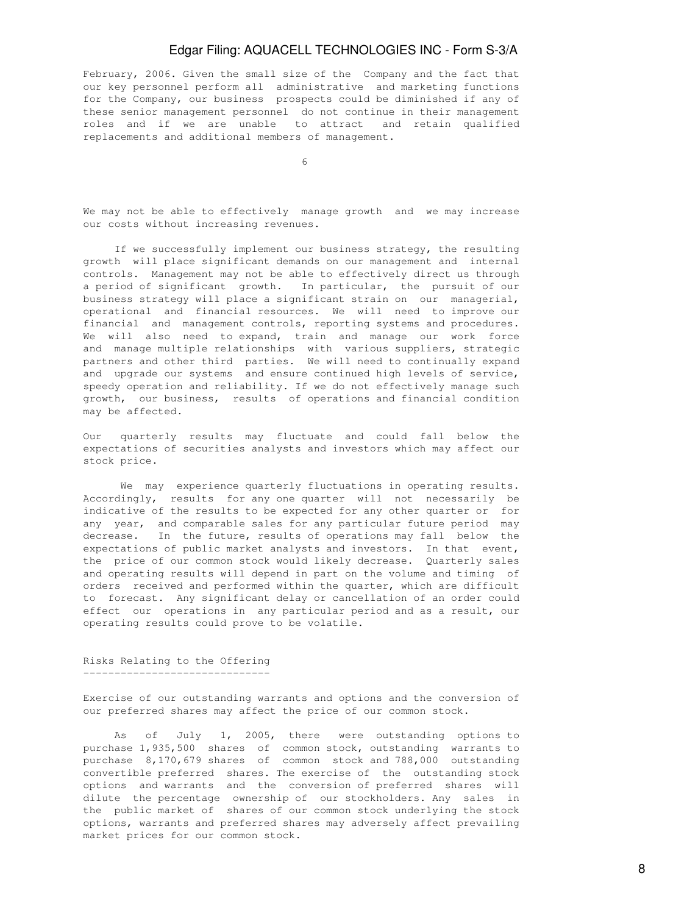February, 2006. Given the small size of the Company and the fact that our key personnel perform all administrative and marketing functions for the Company, our business prospects could be diminished if any of these senior management personnel do not continue in their management roles and if we are unable to attract and retain qualified replacements and additional members of management.

We may not be able to effectively manage growth and we may increase our costs without increasing revenues.

If we successfully implement our business strategy, the resulting growth will place significant demands on our management and internal controls. Management may not be able to effectively direct us through a period of significant growth. In particular, the pursuit of our business strategy will place a significant strain on our managerial, operational and financial resources. We will need to improve our financial and management controls, reporting systems and procedures. We will also need to expand, train and manage our work force and manage multiple relationships with various suppliers, strategic partners and other third parties. We will need to continually expand and upgrade our systems and ensure continued high levels of service, speedy operation and reliability. If we do not effectively manage such growth, our business, results of operations and financial condition may be affected.

Our quarterly results may fluctuate and could fall below the expectations of securities analysts and investors which may affect our stock price.

We may experience quarterly fluctuations in operating results. Accordingly, results for any one quarter will not necessarily be indicative of the results to be expected for any other quarter or for any year, and comparable sales for any particular future period may decrease. In the future, results of operations may fall below the expectations of public market analysts and investors. In that event, the price of our common stock would likely decrease. Quarterly sales and operating results will depend in part on the volume and timing of orders received and performed within the quarter, which are difficult to forecast. Any significant delay or cancellation of an order could effect our operations in any particular period and as a result, our operating results could prove to be volatile.

## Risks Relating to the Offering

Exercise of our outstanding warrants and options and the conversion of our preferred shares may affect the price of our common stock.

As of July 1, 2005, there were outstanding options to purchase 1,935,500 shares of common stock, outstanding warrants to purchase 8,170,679 shares of common stock and 788,000 outstanding convertible preferred shares. The exercise of the outstanding stock options and warrants and the conversion of preferred shares will dilute the percentage ownership of our stockholders. Any sales in the public market of shares of our common stock underlying the stock options, warrants and preferred shares may adversely affect prevailing market prices for our common stock.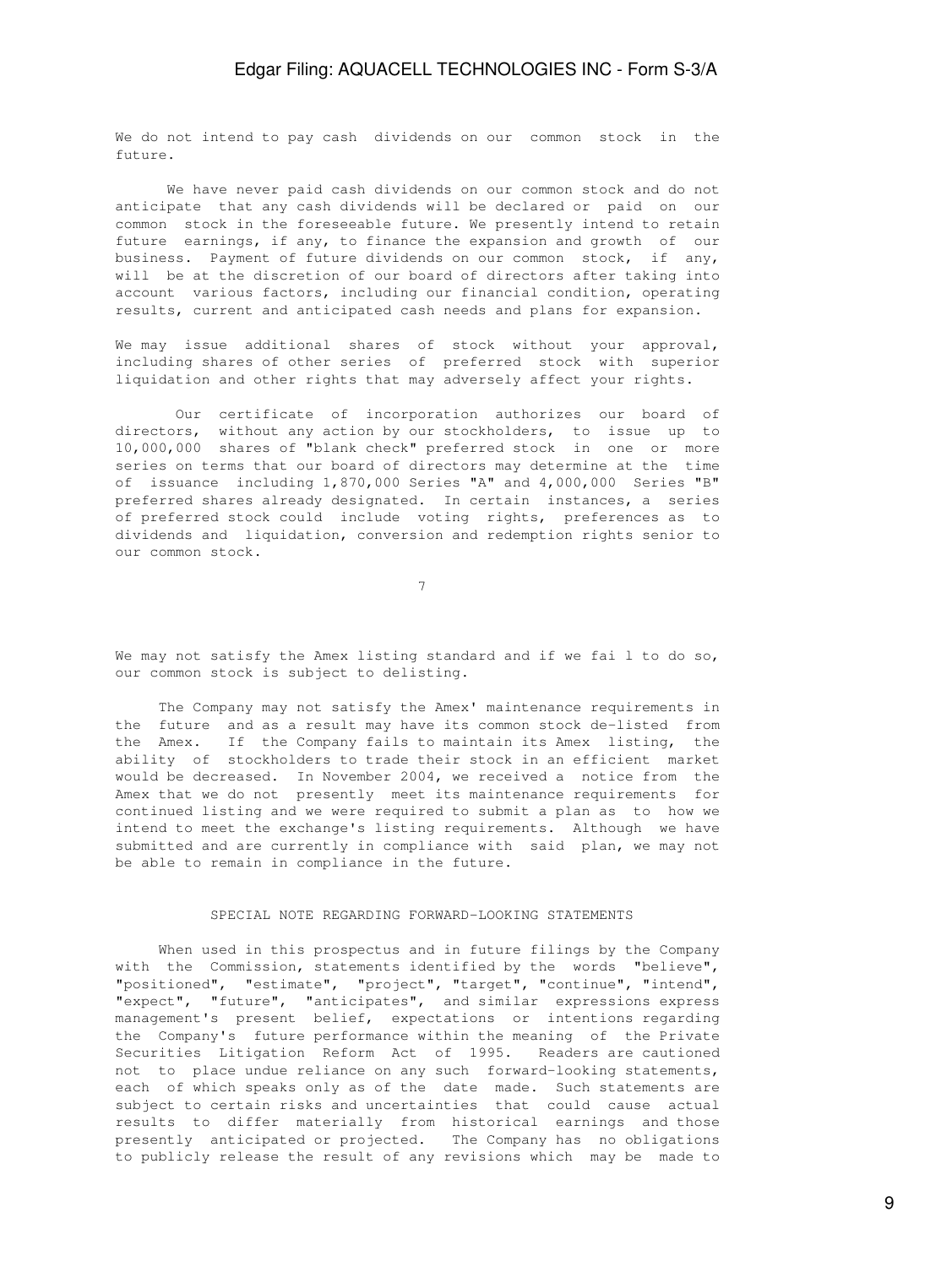We do not intend to pay cash dividends on our common stock in the future.

We have never paid cash dividends on our common stock and do not anticipate that any cash dividends will be declared or paid on our common stock in the foreseeable future. We presently intend to retain future earnings, if any, to finance the expansion and growth of our business. Payment of future dividends on our common stock, if any, will be at the discretion of our board of directors after taking into account various factors, including our financial condition, operating results, current and anticipated cash needs and plans for expansion.

We may issue additional shares of stock without your approval, including shares of other series of preferred stock with superior liquidation and other rights that may adversely affect your rights.

Our certificate of incorporation authorizes our board of directors, without any action by our stockholders, to issue up to 10,000,000 shares of "blank check" preferred stock in one or more series on terms that our board of directors may determine at the time of issuance including 1,870,000 Series "A" and 4,000,000 Series "B" preferred shares already designated. In certain instances, a series of preferred stock could include voting rights, preferences as to dividends and liquidation, conversion and redemption rights senior to our common stock.

We may not satisfy the Amex listing standard and if we fai l to do so, our common stock is subject to delisting.

The Company may not satisfy the Amex' maintenance requirements in the future and as a result may have its common stock de-listed from the Amex. If the Company fails to maintain its Amex listing, the ability of stockholders to trade their stock in an efficient market would be decreased. In November 2004, we received a notice from the Amex that we do not presently meet its maintenance requirements for continued listing and we were required to submit a plan as to how we intend to meet the exchange's listing requirements. Although we have submitted and are currently in compliance with said plan, we may not be able to remain in compliance in the future.

## SPECIAL NOTE REGARDING FORWARD-LOOKING STATEMENTS

When used in this prospectus and in future filings by the Company with the Commission, statements identified by the words "believe", "positioned", "estimate", "project", "target", "continue", "intend", "expect", "future", "anticipates", and similar expressions express management's present belief, expectations or intentions regarding the Company's future performance within the meaning of the Private Securities Litigation Reform Act of 1995. Readers are cautioned not to place undue reliance on any such forward-looking statements, each of which speaks only as of the date made. Such statements are subject to certain risks and uncertainties that could cause actual results to differ materially from historical earnings and those presently anticipated or projected. The Company has no obligations to publicly release the result of any revisions which may be made to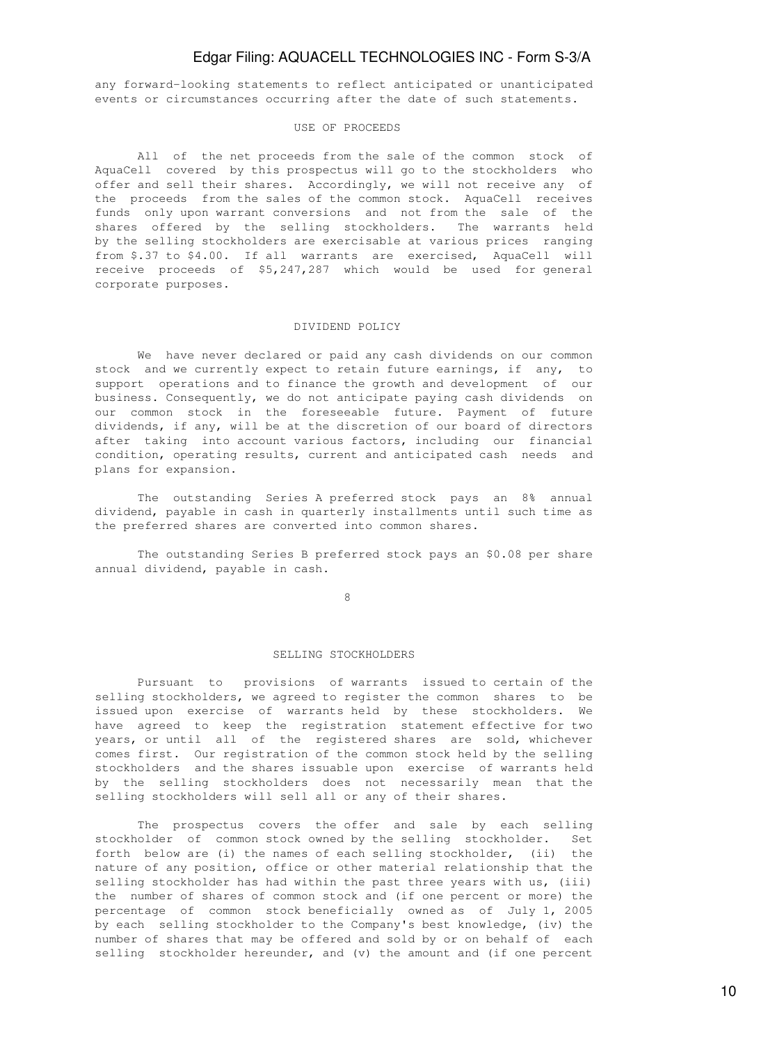any forward-looking statements to reflect anticipated or unanticipated events or circumstances occurring after the date of such statements.

## USE OF PROCEEDS

All of the net proceeds from the sale of the common stock of AquaCell covered by this prospectus will go to the stockholders who offer and sell their shares. Accordingly, we will not receive any of the proceeds from the sales of the common stock. AquaCell receives funds only upon warrant conversions and not from the sale of the shares offered by the selling stockholders. The warrants held by the selling stockholders are exercisable at various prices ranging from $.37 to $4.00. If all warrants are exercised, AquaCell will receive proceeds of $5,247,287 which would be used for general corporate purposes.

## DIVIDEND POLICY

We have never declared or paid any cash dividends on our common stock and we currently expect to retain future earnings, if any, to support operations and to finance the growth and development of our business. Consequently, we do not anticipate paying cash dividends on our common stock in the foreseeable future. Payment of future dividends, if any, will be at the discretion of our board of directors after taking into account various factors, including our financial condition, operating results, current and anticipated cash needs and plans for expansion.

The outstanding Series A preferred stock pays an 8% annual dividend, payable in cash in quarterly installments until such time as the preferred shares are converted into common shares.

The outstanding Series B preferred stock pays an $0.08 per share annual dividend, payable in cash.

## SELLING STOCKHOLDERS

Pursuant to provisions of warrants issued to certain of the selling stockholders, we agreed to register the common shares to be issued upon exercise of warrants held by these stockholders. We have agreed to keep the registration statement effective for two years, or until all of the registered shares are sold, whichever comes first. Our registration of the common stock held by the selling stockholders and the shares issuable upon exercise of warrants held by the selling stockholders does not necessarily mean that the selling stockholders will sell all or any of their shares.

The prospectus covers the offer and sale by each selling stockholder of common stock owned by the selling stockholder. Set forth below are (i) the names of each selling stockholder, (ii) the nature of any position, office or other material relationship that the selling stockholder has had within the past three years with us, (iii) the number of shares of common stock and (if one percent or more) the percentage of common stock beneficially owned as of July 1, 2005 by each selling stockholder to the Company's best knowledge, (iv) the number of shares that may be offered and sold by or on behalf of each selling stockholder hereunder, and (v) the amount and (if one percent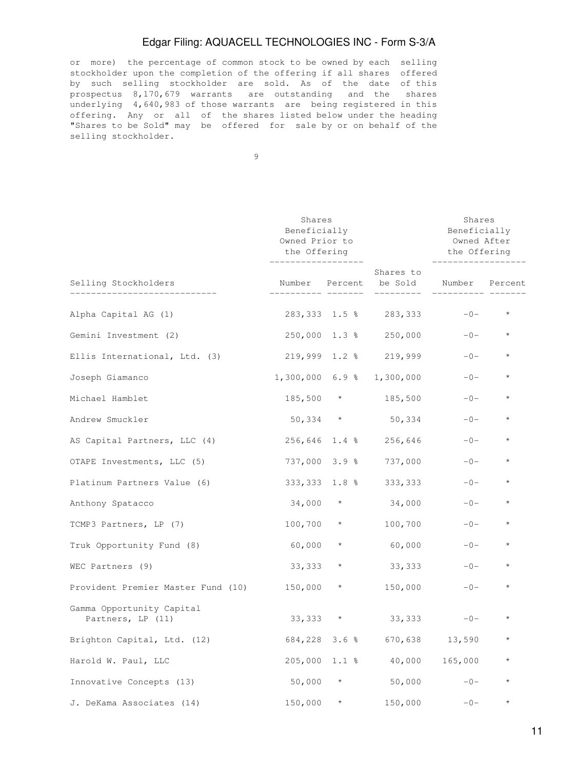or more) the percentage of common stock to be owned by each selling stockholder upon the completion of the offering if all shares offered by such selling stockholder are sold. As of the date of this prospectus 8,170,679 warrants are outstanding and the shares underlying 4,640,983 of those warrants are being registered in this offering. Any or all of the shares listed below under the heading "Shares to be Sold" may be offered for sale by or on behalf of the selling stockholder.

| | Shares Beneficially Owned Prior to the Offering | | | Shares Beneficially Owned After the Offering | |
|---|---|---|---|---|---|
| Selling Stockholders | Number | Percent | Shares to be Sold | Number | Percent |
| Alpha Capital AG (1) | 283,333 | 1.5 % | 283,333 | -0- | * |
| Gemini Investment (2) | 250,000 | 1.3 % | 250,000 | -0- | * |
| Ellis International, Ltd. (3) | 219,999 | 1.2 % | 219,999 | -0- | * |
| Joseph Giamanco | 1,300,000 | 6.9 % | 1,300,000 | -0- | * |
| Michael Hamblet | 185,500 | * | 185,500 | -0- | * |
| Andrew Smuckler | 50,334 | * | 50,334 | -0- | * |
| AS Capital Partners, LLC (4) | 256,646 | 1.4 % | 256,646 | -0- | * |
| OTAPE Investments, LLC (5) | 737,000 | 3.9 % | 737,000 | -0- | * |
| Platinum Partners Value (6) | 333,333 | 1.8 % | 333,333 | -0- | * |
| Anthony Spatacco | 34,000 | * | 34,000 | -0- | * |
| TCMP3 Partners, LP (7) | 100,700 | * | 100,700 | -0- | * |
| Truk Opportunity Fund (8) | 60,000 | * | 60,000 | -0- | * |
| WEC Partners (9) | 33,333 | * | 33,333 | -0- | * |
| Provident Premier Master Fund (10) | 150,000 | * | 150,000 | -0- | * |
| Gamma Opportunity Capital Partners, LP (11) | 33,333 | * | 33,333 | -0- | * |
| Brighton Capital, Ltd. (12) | 684,228 | 3.6 % | 670,638 | 13,590 | * |
| Harold W. Paul, LLC | 205,000 | 1.1 % | 40,000 | 165,000 | * |
| Innovative Concepts (13) | 50,000 | * | 50,000 | -0- | * |
| J. DeKama Associates (14) | 150,000 | * | 150,000 | -0- | * |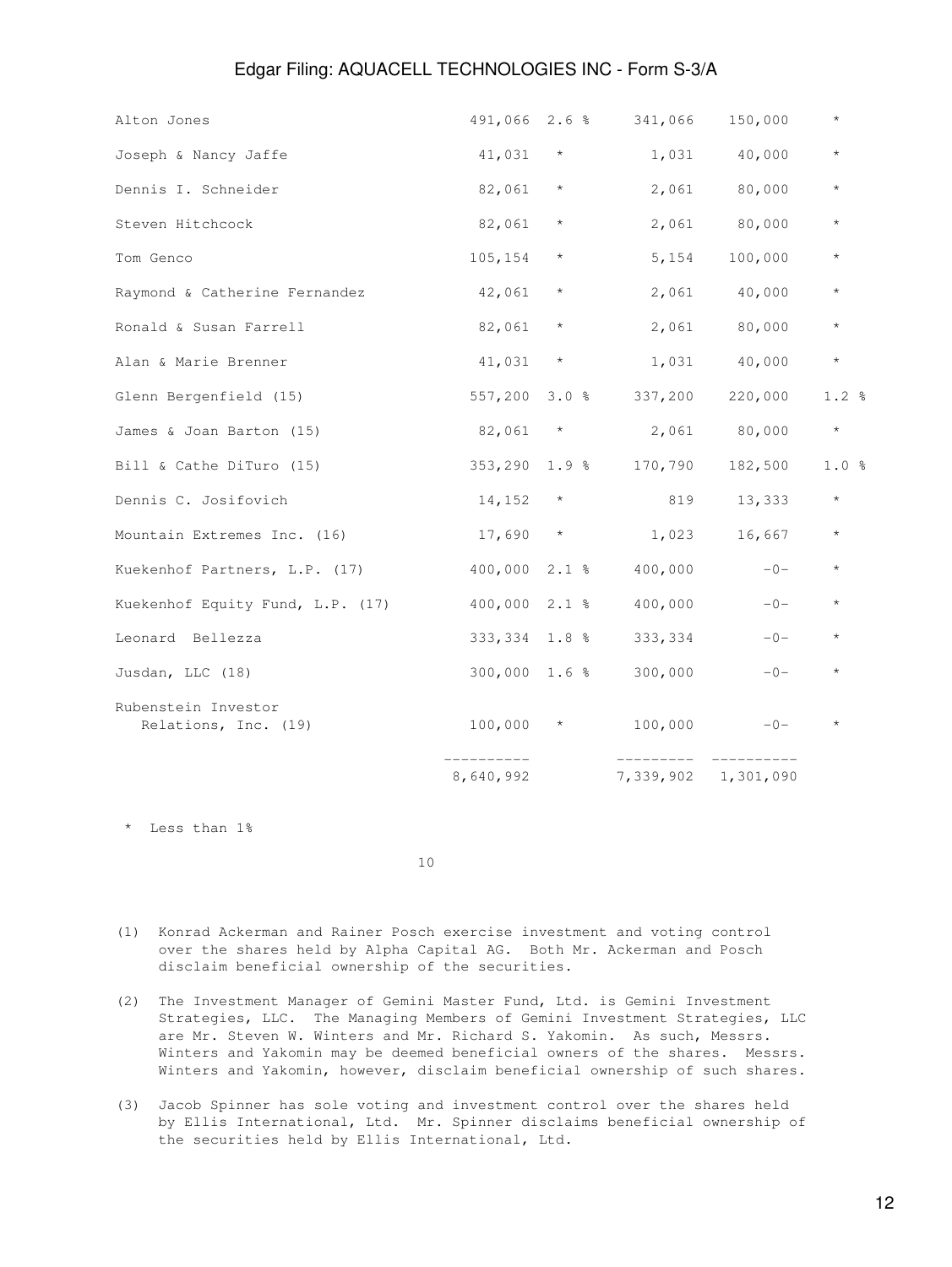| | | | | | |
|---|---|---|---|---|---|
| Alton Jones | 491,066 | 2.6 % | 341,066 | 150,000 | * |
| Joseph & Nancy Jaffe | 41,031 | * | 1,031 | 40,000 | * |
| Dennis I. Schneider | 82,061 | * | 2,061 | 80,000 | * |
| Steven Hitchcock | 82,061 | * | 2,061 | 80,000 | * |
| Tom Genco | 105,154 | * | 5,154 | 100,000 | * |
| Raymond & Catherine Fernandez | 42,061 | * | 2,061 | 40,000 | * |
| Ronald & Susan Farrell | 82,061 | * | 2,061 | 80,000 | * |
| Alan & Marie Brenner | 41,031 | * | 1,031 | 40,000 | * |
| Glenn Bergenfield (15) | 557,200 | 3.0 % | 337,200 | 220,000 | 1.2 % |
| James & Joan Barton (15) | 82,061 | * | 2,061 | 80,000 | * |
| Bill & Cathe DiTuro (15) | 353,290 | 1.9 % | 170,790 | 182,500 | 1.0 % |
| Dennis C. Josifovich | 14,152 | * | 819 | 13,333 | * |
| Mountain Extremes Inc. (16) | 17,690 | * | 1,023 | 16,667 | * |
| Kuekenhof Partners, L.P. (17) | 400,000 | 2.1 % | 400,000 | -0- | * |
| Kuekenhof Equity Fund, L.P. (17) | 400,000 | 2.1 % | 400,000 | -0- | * |
| Leonard Bellezza | 333,334 | 1.8 % | 333,334 | -0- | * |
| Jusdan, LLC (18) | 300,000 | 1.6 % | 300,000 | -0- | * |
| Rubenstein Investor Relations, Inc. (19) | 100,000 | * | 100,000 | -0- | * |
| | 8,640,992 | | 7,339,902 | 1,301,090 | |

\* Less than 1%

(1) Konrad Ackerman and Rainer Posch exercise investment and voting control over the shares held by Alpha Capital AG. Both Mr. Ackerman and Posch disclaim beneficial ownership of the securities.

(2) The Investment Manager of Gemini Master Fund, Ltd. is Gemini Investment Strategies, LLC. The Managing Members of Gemini Investment Strategies, LLC are Mr. Steven W. Winters and Mr. Richard S. Yakomin. As such, Messrs. Winters and Yakomin may be deemed beneficial owners of the shares. Messrs. Winters and Yakomin, however, disclaim beneficial ownership of such shares.

(3) Jacob Spinner has sole voting and investment control over the shares held by Ellis International, Ltd. Mr. Spinner disclaims beneficial ownership of the securities held by Ellis International, Ltd.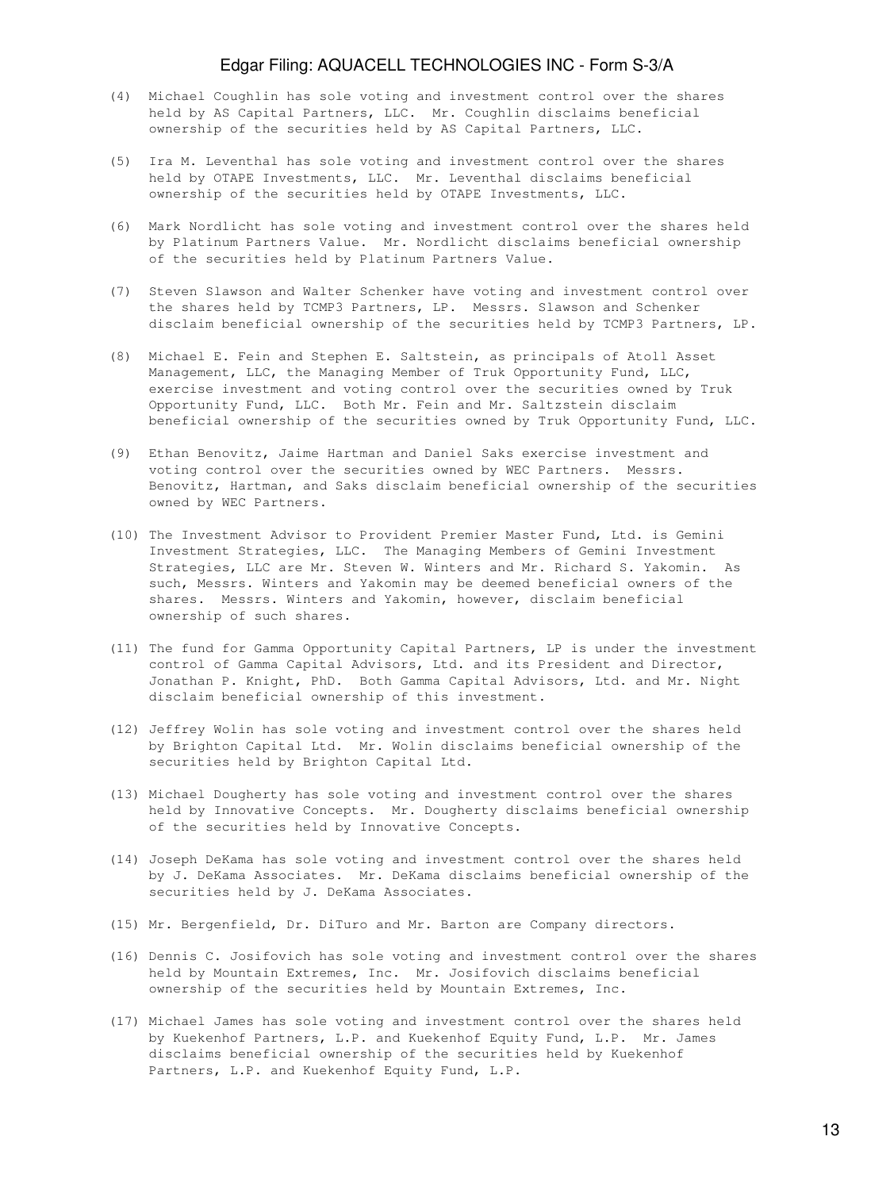(4) Michael Coughlin has sole voting and investment control over the shares held by AS Capital Partners, LLC. Mr. Coughlin disclaims beneficial ownership of the securities held by AS Capital Partners, LLC.

(5) Ira M. Leventhal has sole voting and investment control over the shares held by OTAPE Investments, LLC. Mr. Leventhal disclaims beneficial ownership of the securities held by OTAPE Investments, LLC.

(6) Mark Nordlicht has sole voting and investment control over the shares held by Platinum Partners Value. Mr. Nordlicht disclaims beneficial ownership of the securities held by Platinum Partners Value.

(7) Steven Slawson and Walter Schenker have voting and investment control over the shares held by TCMP3 Partners, LP. Messrs. Slawson and Schenker disclaim beneficial ownership of the securities held by TCMP3 Partners, LP.

(8) Michael E. Fein and Stephen E. Saltstein, as principals of Atoll Asset Management, LLC, the Managing Member of Truk Opportunity Fund, LLC, exercise investment and voting control over the securities owned by Truk Opportunity Fund, LLC. Both Mr. Fein and Mr. Saltzstein disclaim beneficial ownership of the securities owned by Truk Opportunity Fund, LLC.

(9) Ethan Benovitz, Jaime Hartman and Daniel Saks exercise investment and voting control over the securities owned by WEC Partners. Messrs. Benovitz, Hartman, and Saks disclaim beneficial ownership of the securities owned by WEC Partners.

(10) The Investment Advisor to Provident Premier Master Fund, Ltd. is Gemini Investment Strategies, LLC. The Managing Members of Gemini Investment Strategies, LLC are Mr. Steven W. Winters and Mr. Richard S. Yakomin. As such, Messrs. Winters and Yakomin may be deemed beneficial owners of the shares. Messrs. Winters and Yakomin, however, disclaim beneficial ownership of such shares.

(11) The fund for Gamma Opportunity Capital Partners, LP is under the investment control of Gamma Capital Advisors, Ltd. and its President and Director, Jonathan P. Knight, PhD. Both Gamma Capital Advisors, Ltd. and Mr. Night disclaim beneficial ownership of this investment.

(12) Jeffrey Wolin has sole voting and investment control over the shares held by Brighton Capital Ltd. Mr. Wolin disclaims beneficial ownership of the securities held by Brighton Capital Ltd.

(13) Michael Dougherty has sole voting and investment control over the shares held by Innovative Concepts. Mr. Dougherty disclaims beneficial ownership of the securities held by Innovative Concepts.

(14) Joseph DeKama has sole voting and investment control over the shares held by J. DeKama Associates. Mr. DeKama disclaims beneficial ownership of the securities held by J. DeKama Associates.

(15) Mr. Bergenfield, Dr. DiTuro and Mr. Barton are Company directors.

(16) Dennis C. Josifovich has sole voting and investment control over the shares held by Mountain Extremes, Inc. Mr. Josifovich disclaims beneficial ownership of the securities held by Mountain Extremes, Inc.

(17) Michael James has sole voting and investment control over the shares held by Kuekenhof Partners, L.P. and Kuekenhof Equity Fund, L.P. Mr. James disclaims beneficial ownership of the securities held by Kuekenhof Partners, L.P. and Kuekenhof Equity Fund, L.P.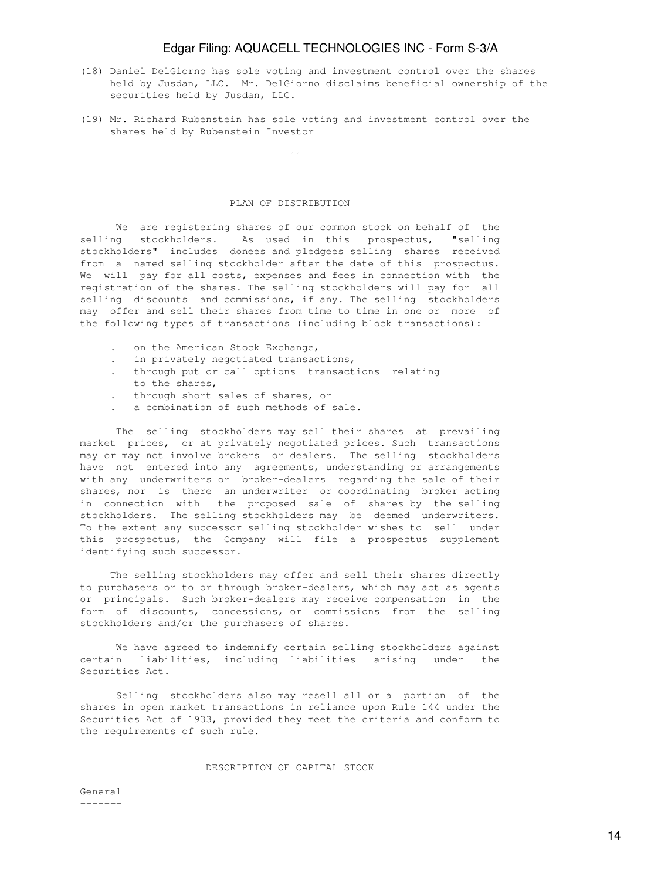(18) Daniel DelGiorno has sole voting and investment control over the shares held by Jusdan, LLC. Mr. DelGiorno disclaims beneficial ownership of the securities held by Jusdan, LLC.

(19) Mr. Richard Rubenstein has sole voting and investment control over the shares held by Rubenstein Investor

## PLAN OF DISTRIBUTION

We are registering shares of our common stock on behalf of the selling stockholders. As used in this prospectus, "selling stockholders" includes donees and pledgees selling shares received from a named selling stockholder after the date of this prospectus. We will pay for all costs, expenses and fees in connection with the registration of the shares. The selling stockholders will pay for all selling discounts and commissions, if any. The selling stockholders may offer and sell their shares from time to time in one or more of the following types of transactions (including block transactions):

- on the American Stock Exchange,
- in privately negotiated transactions,
- through put or call options transactions relating to the shares,
- through short sales of shares, or
- a combination of such methods of sale.

The selling stockholders may sell their shares at prevailing market prices, or at privately negotiated prices. Such transactions may or may not involve brokers or dealers. The selling stockholders have not entered into any agreements, understanding or arrangements with any underwriters or broker-dealers regarding the sale of their shares, nor is there an underwriter or coordinating broker acting in connection with the proposed sale of shares by the selling stockholders. The selling stockholders may be deemed underwriters. To the extent any successor selling stockholder wishes to sell under this prospectus, the Company will file a prospectus supplement identifying such successor.

The selling stockholders may offer and sell their shares directly to purchasers or to or through broker-dealers, which may act as agents or principals. Such broker-dealers may receive compensation in the form of discounts, concessions, or commissions from the selling stockholders and/or the purchasers of shares.

We have agreed to indemnify certain selling stockholders against certain liabilities, including liabilities arising under the Securities Act.

Selling stockholders also may resell all or a portion of the shares in open market transactions in reliance upon Rule 144 under the Securities Act of 1933, provided they meet the criteria and conform to the requirements of such rule.

## DESCRIPTION OF CAPITAL STOCK

### General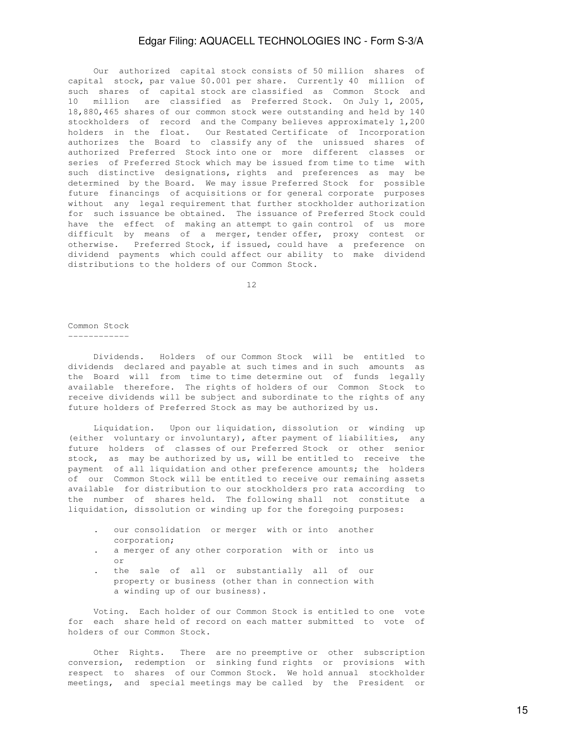Our authorized capital stock consists of 50 million shares of capital stock, par value $0.001 per share. Currently 40 million of such shares of capital stock are classified as Common Stock and 10 million are classified as Preferred Stock. On July 1, 2005, 18,880,465 shares of our common stock were outstanding and held by 140 stockholders of record and the Company believes approximately 1,200 holders in the float. Our Restated Certificate of Incorporation authorizes the Board to classify any of the unissued shares of authorized Preferred Stock into one or more different classes or series of Preferred Stock which may be issued from time to time with such distinctive designations, rights and preferences as may be determined by the Board. We may issue Preferred Stock for possible future financings of acquisitions or for general corporate purposes without any legal requirement that further stockholder authorization for such issuance be obtained. The issuance of Preferred Stock could have the effect of making an attempt to gain control of us more difficult by means of a merger, tender offer, proxy contest or otherwise. Preferred Stock, if issued, could have a preference on dividend payments which could affect our ability to make dividend distributions to the holders of our Common Stock.

## Common Stock

Dividends. Holders of our Common Stock will be entitled to dividends declared and payable at such times and in such amounts as the Board will from time to time determine out of funds legally available therefore. The rights of holders of our Common Stock to receive dividends will be subject and subordinate to the rights of any future holders of Preferred Stock as may be authorized by us.

Liquidation. Upon our liquidation, dissolution or winding up (either voluntary or involuntary), after payment of liabilities, any future holders of classes of our Preferred Stock or other senior stock, as may be authorized by us, will be entitled to receive the payment of all liquidation and other preference amounts; the holders of our Common Stock will be entitled to receive our remaining assets available for distribution to our stockholders pro rata according to the number of shares held. The following shall not constitute a liquidation, dissolution or winding up for the foregoing purposes:

- our consolidation or merger with or into another corporation;
- a merger of any other corporation with or into us or
- the sale of all or substantially all of our property or business (other than in connection with a winding up of our business).

Voting. Each holder of our Common Stock is entitled to one vote for each share held of record on each matter submitted to vote of holders of our Common Stock.

Other Rights. There are no preemptive or other subscription conversion, redemption or sinking fund rights or provisions with respect to shares of our Common Stock. We hold annual stockholder meetings, and special meetings may be called by the President or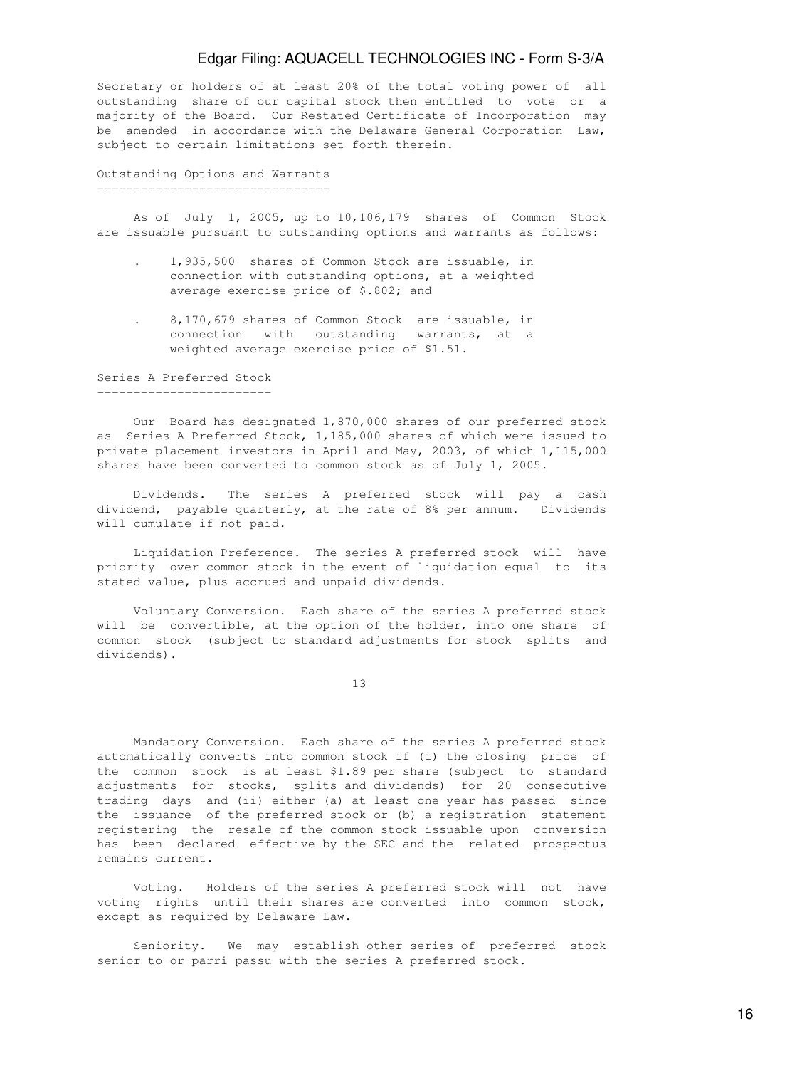Secretary or holders of at least 20% of the total voting power of all outstanding share of our capital stock then entitled to vote or a majority of the Board. Our Restated Certificate of Incorporation may be amended in accordance with the Delaware General Corporation Law, subject to certain limitations set forth therein.

## Outstanding Options and Warrants

As of July 1, 2005, up to 10,106,179 shares of Common Stock are issuable pursuant to outstanding options and warrants as follows:

- 1,935,500 shares of Common Stock are issuable, in connection with outstanding options, at a weighted average exercise price of $.802; and
- 8,170,679 shares of Common Stock are issuable, in connection with outstanding warrants, at a weighted average exercise price of $1.51.

## Series A Preferred Stock

Our Board has designated 1,870,000 shares of our preferred stock as Series A Preferred Stock, 1,185,000 shares of which were issued to private placement investors in April and May, 2003, of which 1,115,000 shares have been converted to common stock as of July 1, 2005.

Dividends. The series A preferred stock will pay a cash dividend, payable quarterly, at the rate of 8% per annum. Dividends will cumulate if not paid.

Liquidation Preference. The series A preferred stock will have priority over common stock in the event of liquidation equal to its stated value, plus accrued and unpaid dividends.

Voluntary Conversion. Each share of the series A preferred stock will be convertible, at the option of the holder, into one share of common stock (subject to standard adjustments for stock splits and dividends).

Mandatory Conversion. Each share of the series A preferred stock automatically converts into common stock if (i) the closing price of the common stock is at least $1.89 per share (subject to standard adjustments for stocks, splits and dividends) for 20 consecutive trading days and (ii) either (a) at least one year has passed since the issuance of the preferred stock or (b) a registration statement registering the resale of the common stock issuable upon conversion has been declared effective by the SEC and the related prospectus remains current.

Voting. Holders of the series A preferred stock will not have voting rights until their shares are converted into common stock, except as required by Delaware Law.

Seniority. We may establish other series of preferred stock senior to or parri passu with the series A preferred stock.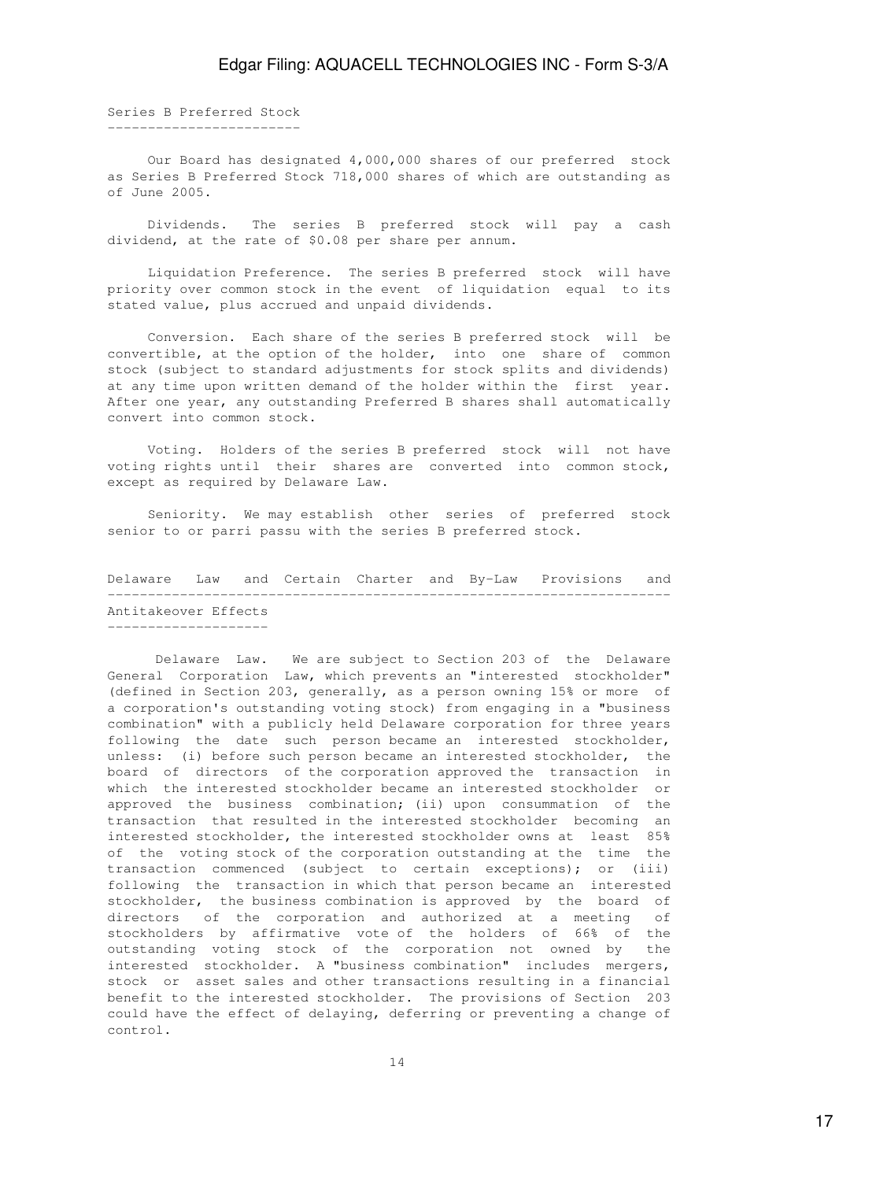## Series B Preferred Stock

Our Board has designated 4,000,000 shares of our preferred stock as Series B Preferred Stock 718,000 shares of which are outstanding as of June 2005.

Dividends. The series B preferred stock will pay a cash dividend, at the rate of $0.08 per share per annum.

Liquidation Preference. The series B preferred stock will have priority over common stock in the event of liquidation equal to its stated value, plus accrued and unpaid dividends.

Conversion. Each share of the series B preferred stock will be convertible, at the option of the holder, into one share of common stock (subject to standard adjustments for stock splits and dividends) at any time upon written demand of the holder within the first year. After one year, any outstanding Preferred B shares shall automatically convert into common stock.

Voting. Holders of the series B preferred stock will not have voting rights until their shares are converted into common stock, except as required by Delaware Law.

Seniority. We may establish other series of preferred stock senior to or parri passu with the series B preferred stock.

## Delaware Law and Certain Charter and By-Law Provisions and Antitakeover Effects

Delaware Law. We are subject to Section 203 of the Delaware General Corporation Law, which prevents an "interested stockholder" (defined in Section 203, generally, as a person owning 15% or more of a corporation's outstanding voting stock) from engaging in a "business combination" with a publicly held Delaware corporation for three years following the date such person became an interested stockholder, unless: (i) before such person became an interested stockholder, the board of directors of the corporation approved the transaction in which the interested stockholder became an interested stockholder or approved the business combination; (ii) upon consummation of the transaction that resulted in the interested stockholder becoming an interested stockholder, the interested stockholder owns at least 85% of the voting stock of the corporation outstanding at the time the transaction commenced (subject to certain exceptions); or (iii) following the transaction in which that person became an interested stockholder, the business combination is approved by the board of directors of the corporation and authorized at a meeting of stockholders by affirmative vote of the holders of 66% of the outstanding voting stock of the corporation not owned by the interested stockholder. A "business combination" includes mergers, stock or asset sales and other transactions resulting in a financial benefit to the interested stockholder. The provisions of Section 203 could have the effect of delaying, deferring or preventing a change of control.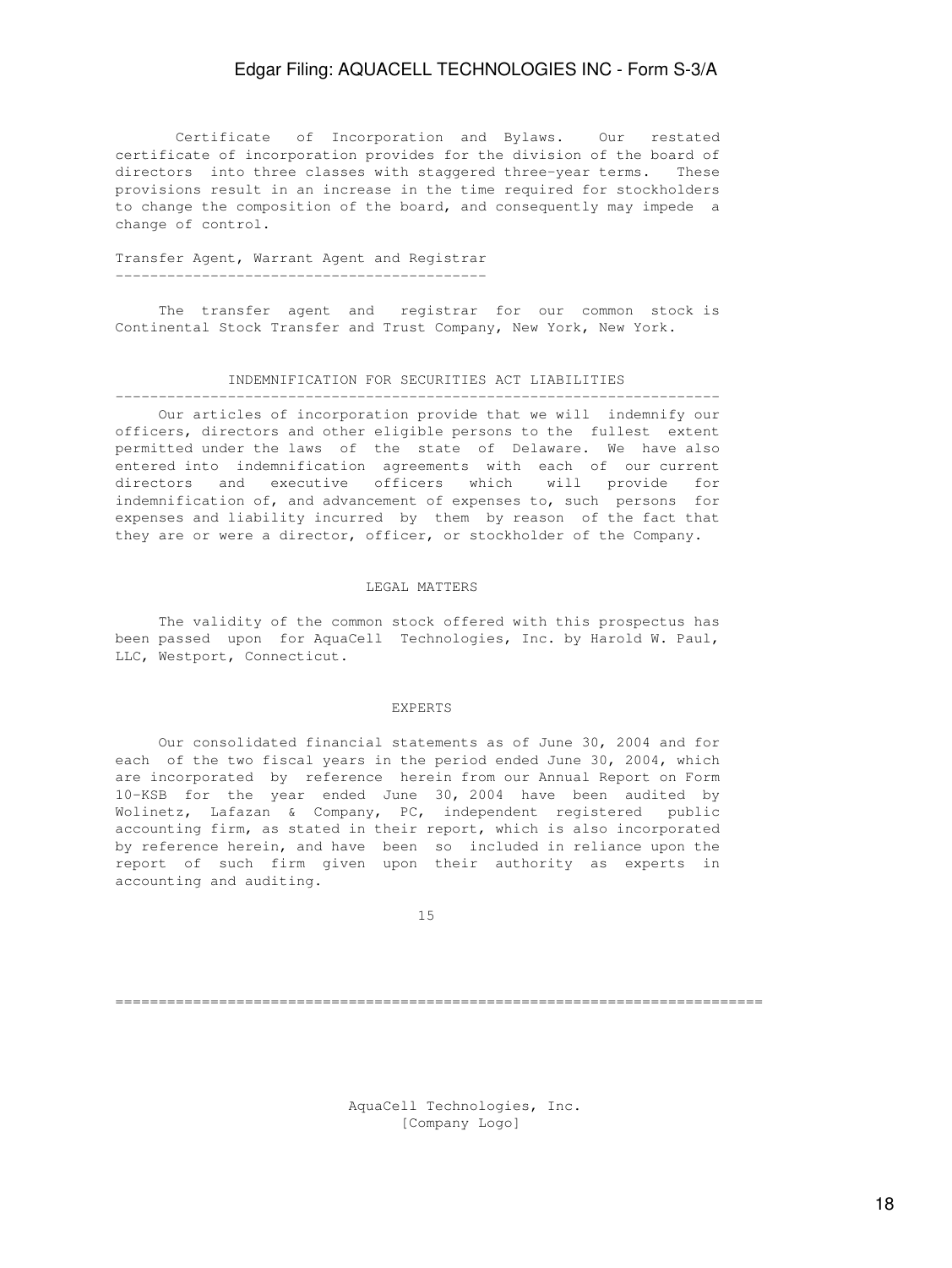Certificate of Incorporation and Bylaws. Our restated certificate of incorporation provides for the division of the board of directors into three classes with staggered three-year terms. These provisions result in an increase in the time required for stockholders to change the composition of the board, and consequently may impede a change of control.

## Transfer Agent, Warrant Agent and Registrar

The transfer agent and registrar for our common stock is Continental Stock Transfer and Trust Company, New York, New York.

## INDEMNIFICATION FOR SECURITIES ACT LIABILITIES

Our articles of incorporation provide that we will indemnify our officers, directors and other eligible persons to the fullest extent permitted under the laws of the state of Delaware. We have also entered into indemnification agreements with each of our current directors and executive officers which will provide for indemnification of, and advancement of expenses to, such persons for expenses and liability incurred by them by reason of the fact that they are or were a director, officer, or stockholder of the Company.

## LEGAL MATTERS

The validity of the common stock offered with this prospectus has been passed upon for AquaCell Technologies, Inc. by Harold W. Paul, LLC, Westport, Connecticut.

## EXPERTS

Our consolidated financial statements as of June 30, 2004 and for each of the two fiscal years in the period ended June 30, 2004, which are incorporated by reference herein from our Annual Report on Form 10-KSB for the year ended June 30, 2004 have been audited by Wolinetz, Lafazan & Company, PC, independent registered public accounting firm, as stated in their report, which is also incorporated by reference herein, and have been so included in reliance upon the report of such firm given upon their authority as experts in accounting and auditing.

---

AquaCell Technologies, Inc.
[Company Logo]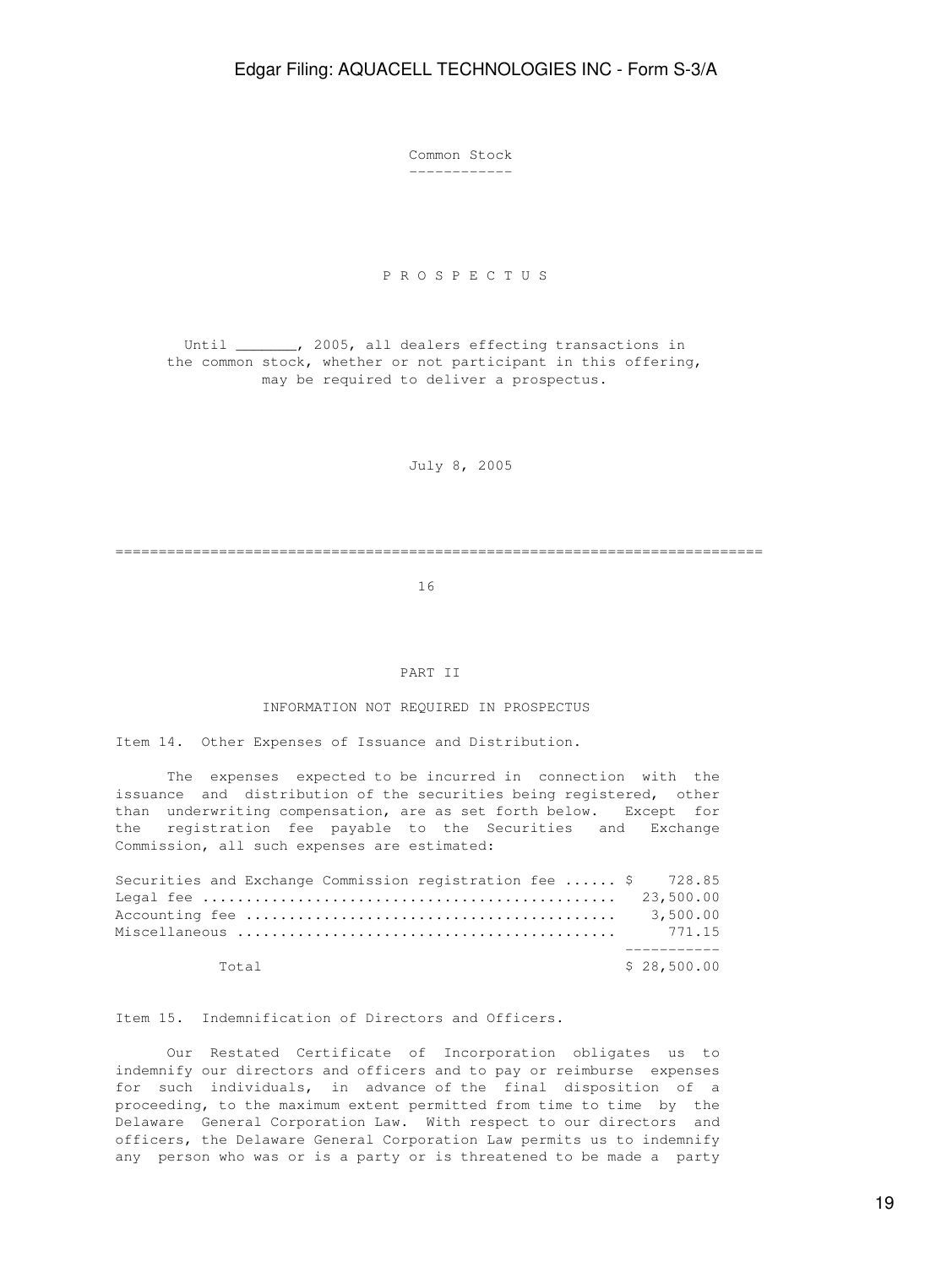Common Stock

---

P R O S P E C T U S

Until _______, 2005, all dealers effecting transactions in the common stock, whether or not participant in this offering, may be required to deliver a prospectus.

July 8, 2005

---

16

PART II

INFORMATION NOT REQUIRED IN PROSPECTUS

Item 14. Other Expenses of Issuance and Distribution.

The expenses expected to be incurred in connection with the issuance and distribution of the securities being registered, other than underwriting compensation, are as set forth below. Except for the registration fee payable to the Securities and Exchange Commission, all such expenses are estimated:

| | |
|---|---|
| Securities and Exchange Commission registration fee | $ 728.85 |
| Legal fee | 23,500.00 |
| Accounting fee | 3,500.00 |
| Miscellaneous | 771.15 |
| Total | $ 28,500.00 |

Item 15. Indemnification of Directors and Officers.

Our Restated Certificate of Incorporation obligates us to indemnify our directors and officers and to pay or reimburse expenses for such individuals, in advance of the final disposition of a proceeding, to the maximum extent permitted from time to time by the Delaware General Corporation Law. With respect to our directors and officers, the Delaware General Corporation Law permits us to indemnify any person who was or is a party or is threatened to be made a party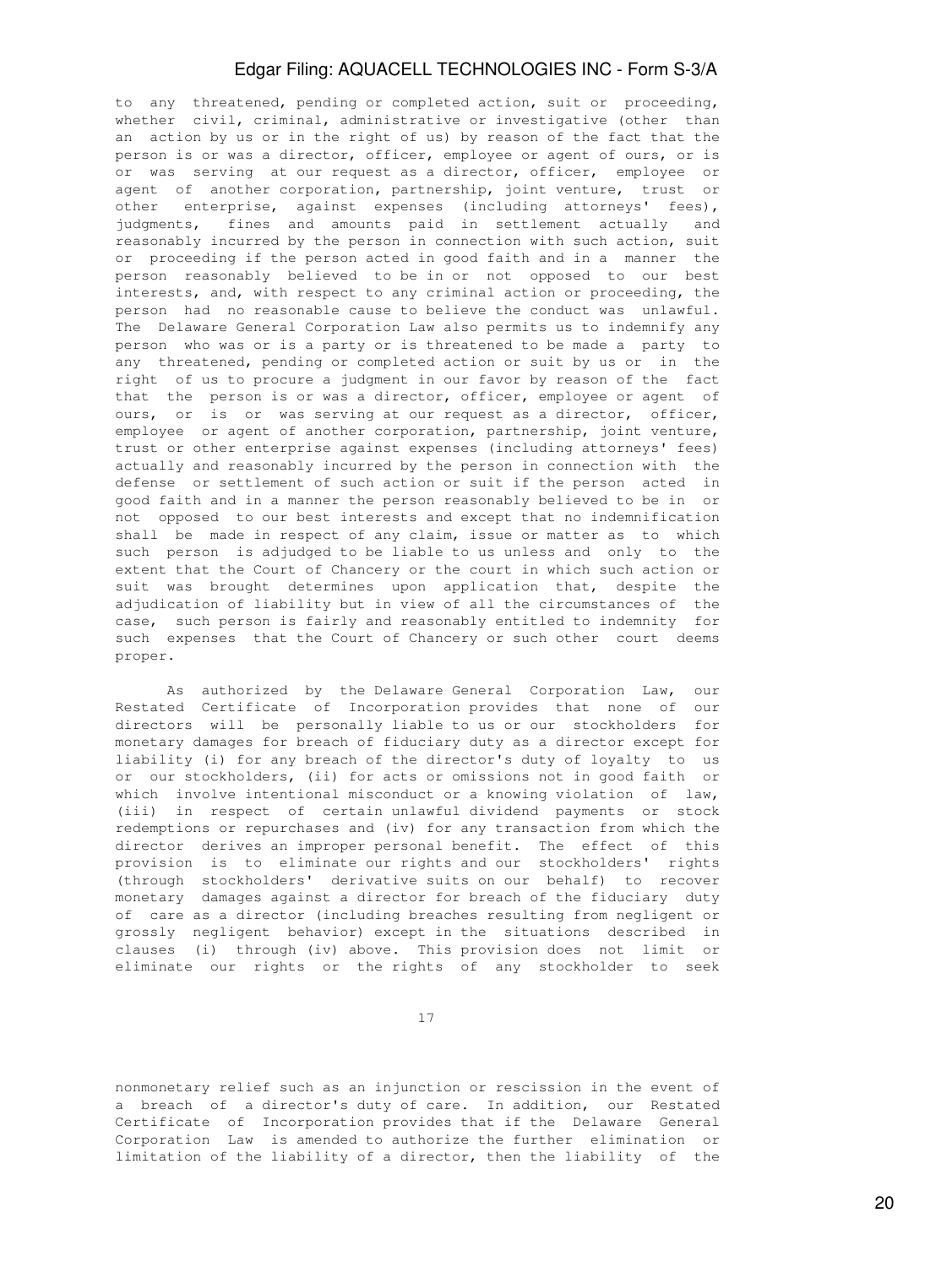to any threatened, pending or completed action, suit or proceeding, whether civil, criminal, administrative or investigative (other than an action by us or in the right of us) by reason of the fact that the person is or was a director, officer, employee or agent of ours, or is or was serving at our request as a director, officer, employee or agent of another corporation, partnership, joint venture, trust or other enterprise, against expenses (including attorneys' fees), judgments, fines and amounts paid in settlement actually and reasonably incurred by the person in connection with such action, suit or proceeding if the person acted in good faith and in a manner the person reasonably believed to be in or not opposed to our best interests, and, with respect to any criminal action or proceeding, the person had no reasonable cause to believe the conduct was unlawful. The Delaware General Corporation Law also permits us to indemnify any person who was or is a party or is threatened to be made a party to any threatened, pending or completed action or suit by us or in the right of us to procure a judgment in our favor by reason of the fact that the person is or was a director, officer, employee or agent of ours, or is or was serving at our request as a director, officer, employee or agent of another corporation, partnership, joint venture, trust or other enterprise against expenses (including attorneys' fees) actually and reasonably incurred by the person in connection with the defense or settlement of such action or suit if the person acted in good faith and in a manner the person reasonably believed to be in or not opposed to our best interests and except that no indemnification shall be made in respect of any claim, issue or matter as to which such person is adjudged to be liable to us unless and only to the extent that the Court of Chancery or the court in which such action or suit was brought determines upon application that, despite the adjudication of liability but in view of all the circumstances of the case, such person is fairly and reasonably entitled to indemnity for such expenses that the Court of Chancery or such other court deems proper.

As authorized by the Delaware General Corporation Law, our Restated Certificate of Incorporation provides that none of our directors will be personally liable to us or our stockholders for monetary damages for breach of fiduciary duty as a director except for liability (i) for any breach of the director's duty of loyalty to us or our stockholders, (ii) for acts or omissions not in good faith or which involve intentional misconduct or a knowing violation of law, (iii) in respect of certain unlawful dividend payments or stock redemptions or repurchases and (iv) for any transaction from which the director derives an improper personal benefit. The effect of this provision is to eliminate our rights and our stockholders' rights (through stockholders' derivative suits on our behalf) to recover monetary damages against a director for breach of the fiduciary duty of care as a director (including breaches resulting from negligent or grossly negligent behavior) except in the situations described in clauses (i) through (iv) above. This provision does not limit or eliminate our rights or the rights of any stockholder to seek nonmonetary relief such as an injunction or rescission in the event of a breach of a director's duty of care. In addition, our Restated Certificate of Incorporation provides that if the Delaware General Corporation Law is amended to authorize the further elimination or limitation of the liability of a director, then the liability of the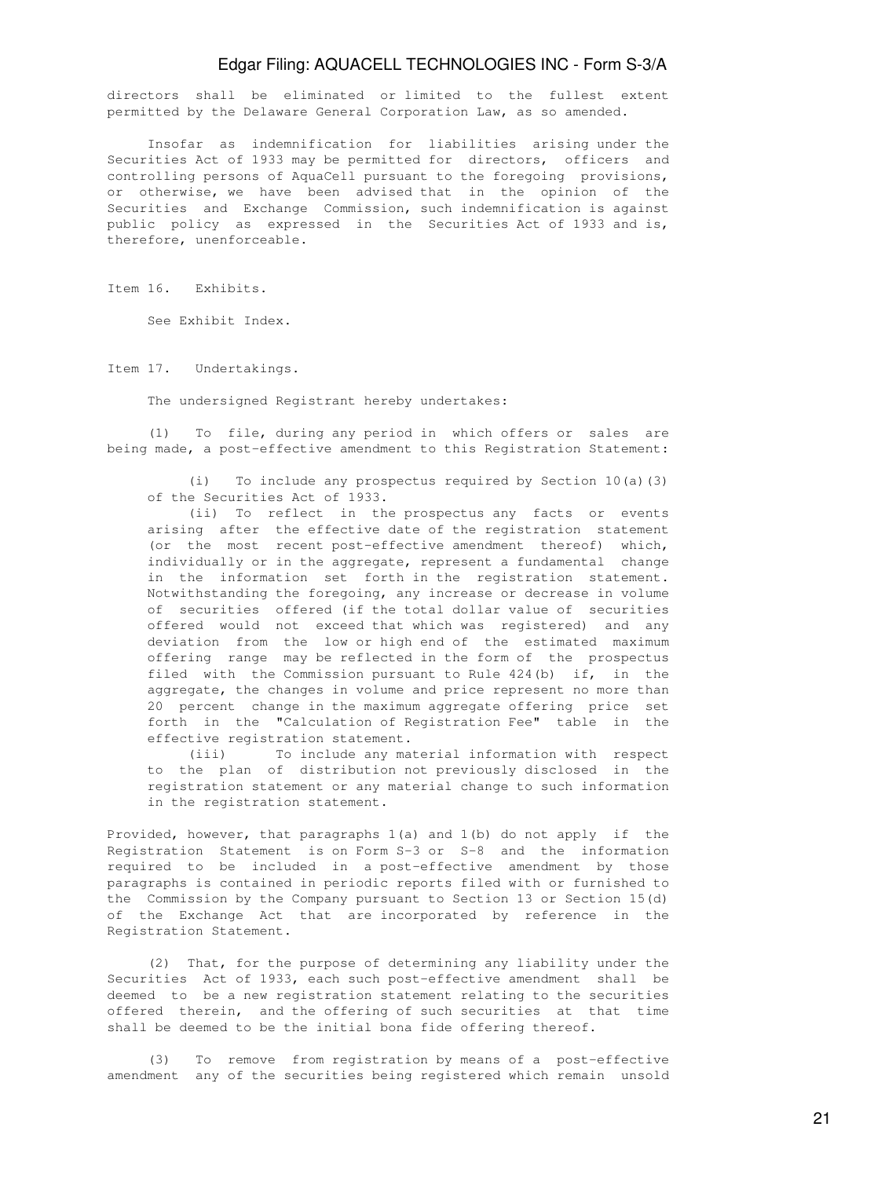directors shall be eliminated or limited to the fullest extent permitted by the Delaware General Corporation Law, as so amended.

Insofar as indemnification for liabilities arising under the Securities Act of 1933 may be permitted for directors, officers and controlling persons of AquaCell pursuant to the foregoing provisions, or otherwise, we have been advised that in the opinion of the Securities and Exchange Commission, such indemnification is against public policy as expressed in the Securities Act of 1933 and is, therefore, unenforceable.

Item 16. Exhibits.

See Exhibit Index.

Item 17. Undertakings.

The undersigned Registrant hereby undertakes:

(1) To file, during any period in which offers or sales are being made, a post-effective amendment to this Registration Statement:

(i) To include any prospectus required by Section 10(a)(3) of the Securities Act of 1933.

(ii) To reflect in the prospectus any facts or events arising after the effective date of the registration statement (or the most recent post-effective amendment thereof) which, individually or in the aggregate, represent a fundamental change in the information set forth in the registration statement. Notwithstanding the foregoing, any increase or decrease in volume of securities offered (if the total dollar value of securities offered would not exceed that which was registered) and any deviation from the low or high end of the estimated maximum offering range may be reflected in the form of the prospectus filed with the Commission pursuant to Rule 424(b) if, in the aggregate, the changes in volume and price represent no more than 20 percent change in the maximum aggregate offering price set forth in the "Calculation of Registration Fee" table in the effective registration statement.

(iii) To include any material information with respect to the plan of distribution not previously disclosed in the registration statement or any material change to such information in the registration statement.

Provided, however, that paragraphs 1(a) and 1(b) do not apply if the Registration Statement is on Form S-3 or S-8 and the information required to be included in a post-effective amendment by those paragraphs is contained in periodic reports filed with or furnished to the Commission by the Company pursuant to Section 13 or Section 15(d) of the Exchange Act that are incorporated by reference in the Registration Statement.

(2) That, for the purpose of determining any liability under the Securities Act of 1933, each such post-effective amendment shall be deemed to be a new registration statement relating to the securities offered therein, and the offering of such securities at that time shall be deemed to be the initial bona fide offering thereof.

(3) To remove from registration by means of a post-effective amendment any of the securities being registered which remain unsold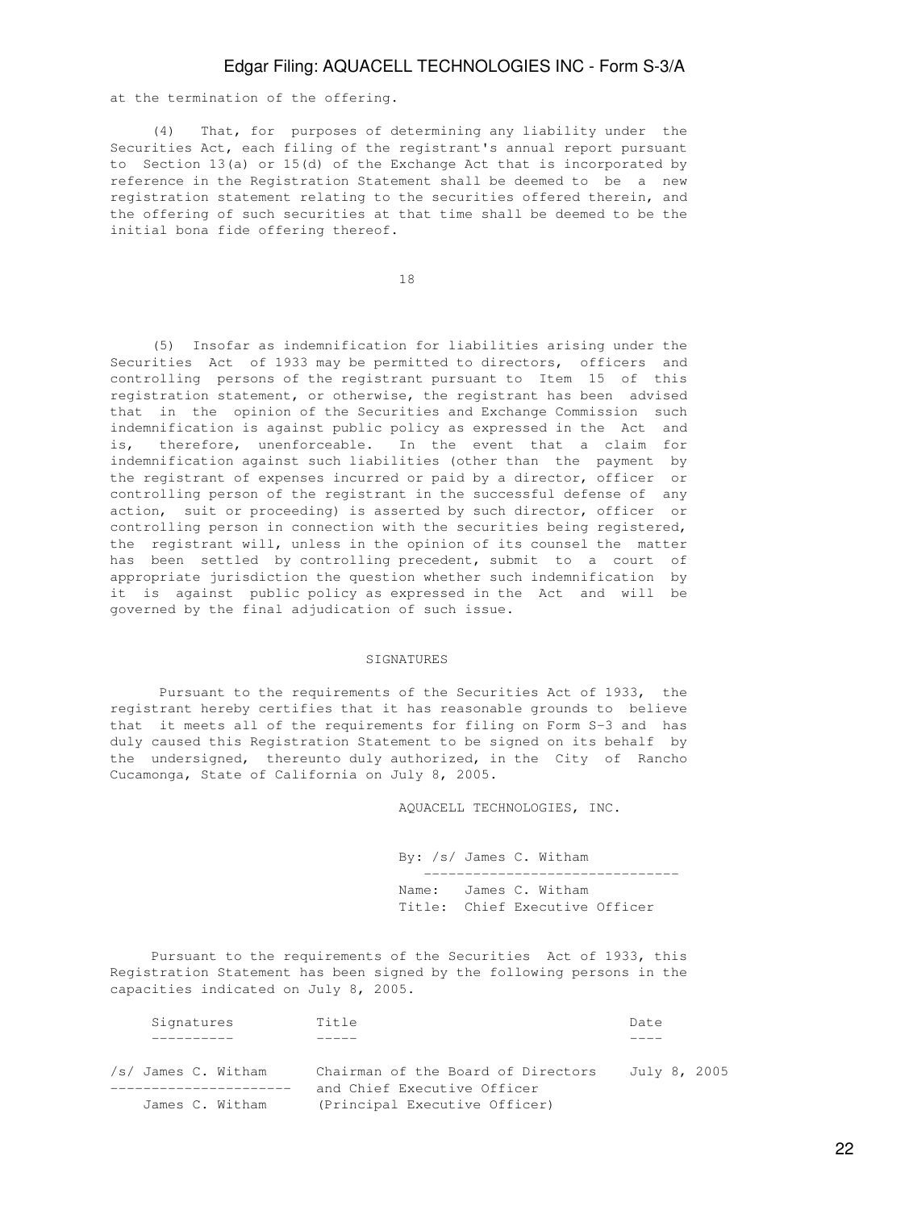at the termination of the offering.

(4) That, for purposes of determining any liability under the Securities Act, each filing of the registrant's annual report pursuant to Section 13(a) or 15(d) of the Exchange Act that is incorporated by reference in the Registration Statement shall be deemed to be a new registration statement relating to the securities offered therein, and the offering of such securities at that time shall be deemed to be the initial bona fide offering thereof.

(5) Insofar as indemnification for liabilities arising under the Securities Act of 1933 may be permitted to directors, officers and controlling persons of the registrant pursuant to Item 15 of this registration statement, or otherwise, the registrant has been advised that in the opinion of the Securities and Exchange Commission such indemnification is against public policy as expressed in the Act and is, therefore, unenforceable. In the event that a claim for indemnification against such liabilities (other than the payment by the registrant of expenses incurred or paid by a director, officer or controlling person of the registrant in the successful defense of any action, suit or proceeding) is asserted by such director, officer or controlling person in connection with the securities being registered, the registrant will, unless in the opinion of its counsel the matter has been settled by controlling precedent, submit to a court of appropriate jurisdiction the question whether such indemnification by it is against public policy as expressed in the Act and will be governed by the final adjudication of such issue.

## SIGNATURES

Pursuant to the requirements of the Securities Act of 1933, the registrant hereby certifies that it has reasonable grounds to believe that it meets all of the requirements for filing on Form S-3 and has duly caused this Registration Statement to be signed on its behalf by the undersigned, thereunto duly authorized, in the City of Rancho Cucamonga, State of California on July 8, 2005.

AQUACELL TECHNOLOGIES, INC.

By: /s/ James C. Witham

Name: James C. Witham

Title: Chief Executive Officer

Pursuant to the requirements of the Securities Act of 1933, this Registration Statement has been signed by the following persons in the capacities indicated on July 8, 2005.

| Signatures | Title | Date |
|---|---|---|
| /s/ James C. Witham<br>James C. Witham | Chairman of the Board of Directors and Chief Executive Officer (Principal Executive Officer) | July 8, 2005 |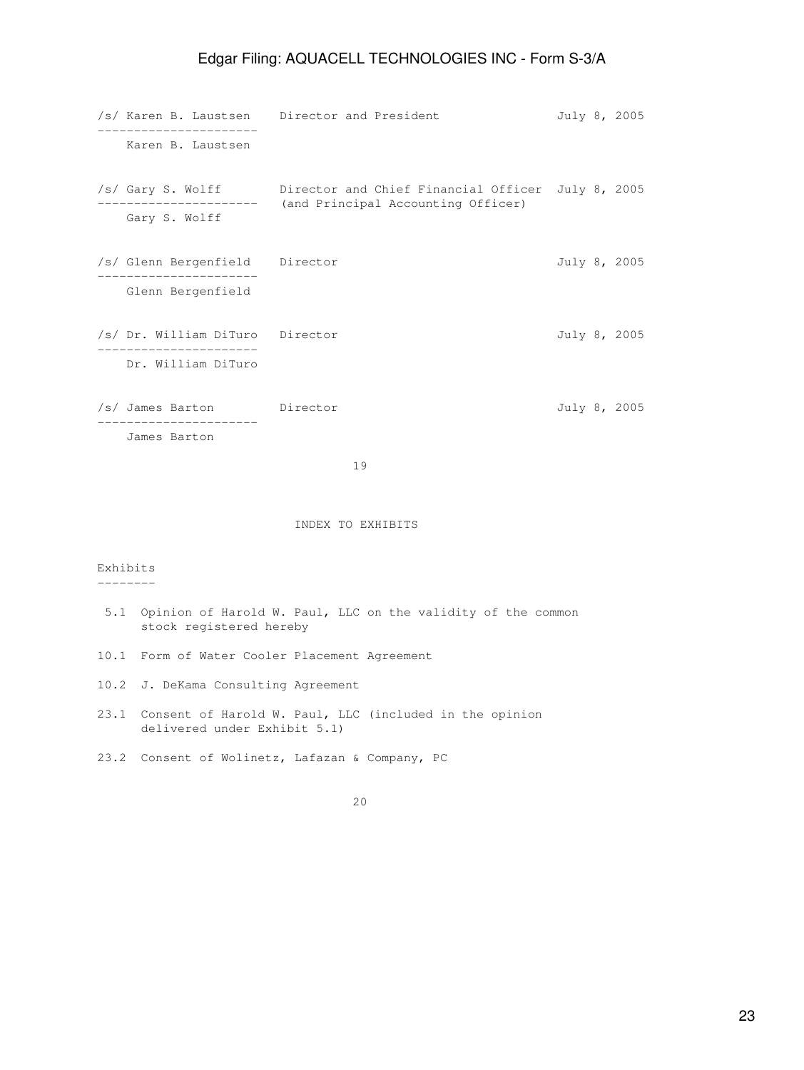| | | |
|---|---|---|
| /s/ Karen B. Laustsen<br>Karen B. Laustsen | Director and President | July 8, 2005 |
| /s/ Gary S. Wolff<br>Gary S. Wolff | Director and Chief Financial Officer (and Principal Accounting Officer) | July 8, 2005 |
| /s/ Glenn Bergenfield<br>Glenn Bergenfield | Director | July 8, 2005 |
| /s/ Dr. William DiTuro<br>Dr. William DiTuro | Director | July 8, 2005 |
| /s/ James Barton<br>James Barton | Director | July 8, 2005 |

## INDEX TO EXHIBITS

Exhibits

- 5.1 Opinion of Harold W. Paul, LLC on the validity of the common stock registered hereby
- 10.1 Form of Water Cooler Placement Agreement
- 10.2 J. DeKama Consulting Agreement
- 23.1 Consent of Harold W. Paul, LLC (included in the opinion delivered under Exhibit 5.1)
- 23.2 Consent of Wolinetz, Lafazan & Company, PC